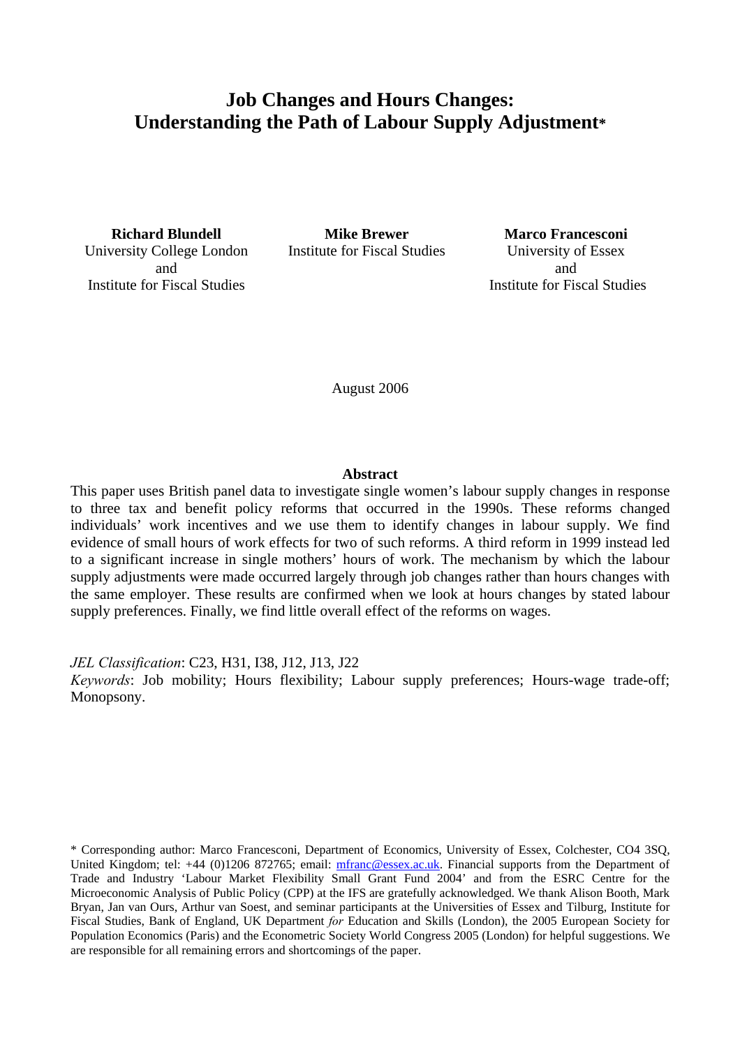# Job Changes and Hours Changes: Understanding the Path of Labour Supply Adjustment*

**Richard Blundell**
University College London
and
Institute for Fiscal Studies

**Mike Brewer**
Institute for Fiscal Studies

**Marco Francesconi**
University of Essex
and
Institute for Fiscal Studies

August 2006

**Abstract**

This paper uses British panel data to investigate single women's labour supply changes in response to three tax and benefit policy reforms that occurred in the 1990s. These reforms changed individuals' work incentives and we use them to identify changes in labour supply. We find evidence of small hours of work effects for two of such reforms. A third reform in 1999 instead led to a significant increase in single mothers' hours of work. The mechanism by which the labour supply adjustments were made occurred largely through job changes rather than hours changes with the same employer. These results are confirmed when we look at hours changes by stated labour supply preferences. Finally, we find little overall effect of the reforms on wages.

*JEL Classification*: C23, H31, I38, J12, J13, J22

*Keywords*: Job mobility; Hours flexibility; Labour supply preferences; Hours-wage trade-off; Monopsony.

\* Corresponding author: Marco Francesconi, Department of Economics, University of Essex, Colchester, CO4 3SQ, United Kingdom; tel: +44 (0)1206 872765; email: mfranc@essex.ac.uk. Financial supports from the Department of Trade and Industry 'Labour Market Flexibility Small Grant Fund 2004' and from the ESRC Centre for the Microeconomic Analysis of Public Policy (CPP) at the IFS are gratefully acknowledged. We thank Alison Booth, Mark Bryan, Jan van Ours, Arthur van Soest, and seminar participants at the Universities of Essex and Tilburg, Institute for Fiscal Studies, Bank of England, UK Department *for* Education and Skills (London), the 2005 European Society for Population Economics (Paris) and the Econometric Society World Congress 2005 (London) for helpful suggestions. We are responsible for all remaining errors and shortcomings of the paper.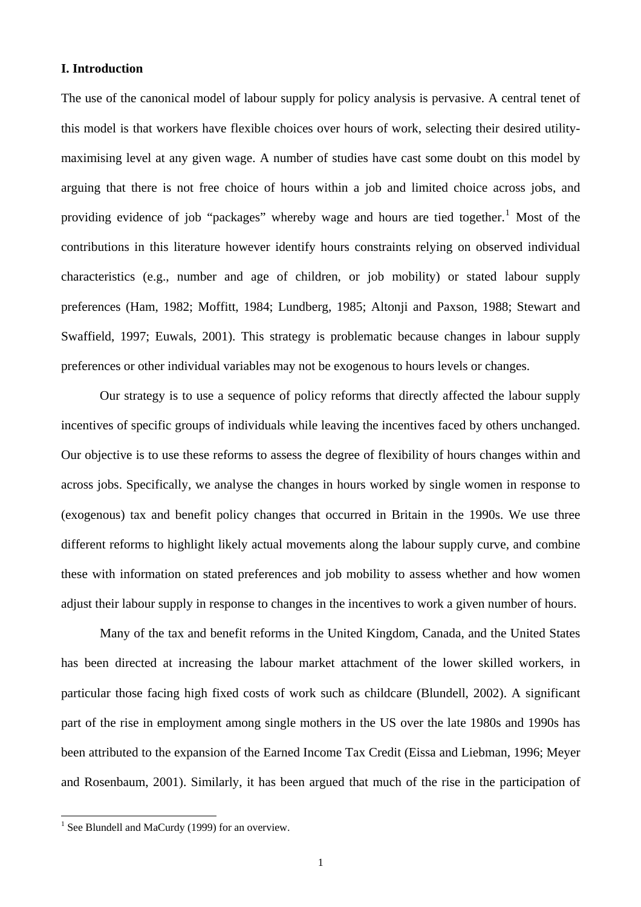## I. Introduction

The use of the canonical model of labour supply for policy analysis is pervasive. A central tenet of this model is that workers have flexible choices over hours of work, selecting their desired utility-maximising level at any given wage. A number of studies have cast some doubt on this model by arguing that there is not free choice of hours within a job and limited choice across jobs, and providing evidence of job "packages" whereby wage and hours are tied together.[1] Most of the contributions in this literature however identify hours constraints relying on observed individual characteristics (e.g., number and age of children, or job mobility) or stated labour supply preferences (Ham, 1982; Moffitt, 1984; Lundberg, 1985; Altonji and Paxson, 1988; Stewart and Swaffield, 1997; Euwals, 2001). This strategy is problematic because changes in labour supply preferences or other individual variables may not be exogenous to hours levels or changes.

Our strategy is to use a sequence of policy reforms that directly affected the labour supply incentives of specific groups of individuals while leaving the incentives faced by others unchanged. Our objective is to use these reforms to assess the degree of flexibility of hours changes within and across jobs. Specifically, we analyse the changes in hours worked by single women in response to (exogenous) tax and benefit policy changes that occurred in Britain in the 1990s. We use three different reforms to highlight likely actual movements along the labour supply curve, and combine these with information on stated preferences and job mobility to assess whether and how women adjust their labour supply in response to changes in the incentives to work a given number of hours.

Many of the tax and benefit reforms in the United Kingdom, Canada, and the United States has been directed at increasing the labour market attachment of the lower skilled workers, in particular those facing high fixed costs of work such as childcare (Blundell, 2002). A significant part of the rise in employment among single mothers in the US over the late 1980s and 1990s has been attributed to the expansion of the Earned Income Tax Credit (Eissa and Liebman, 1996; Meyer and Rosenbaum, 2001). Similarly, it has been argued that much of the rise in the participation of

[1] See Blundell and MaCurdy (1999) for an overview.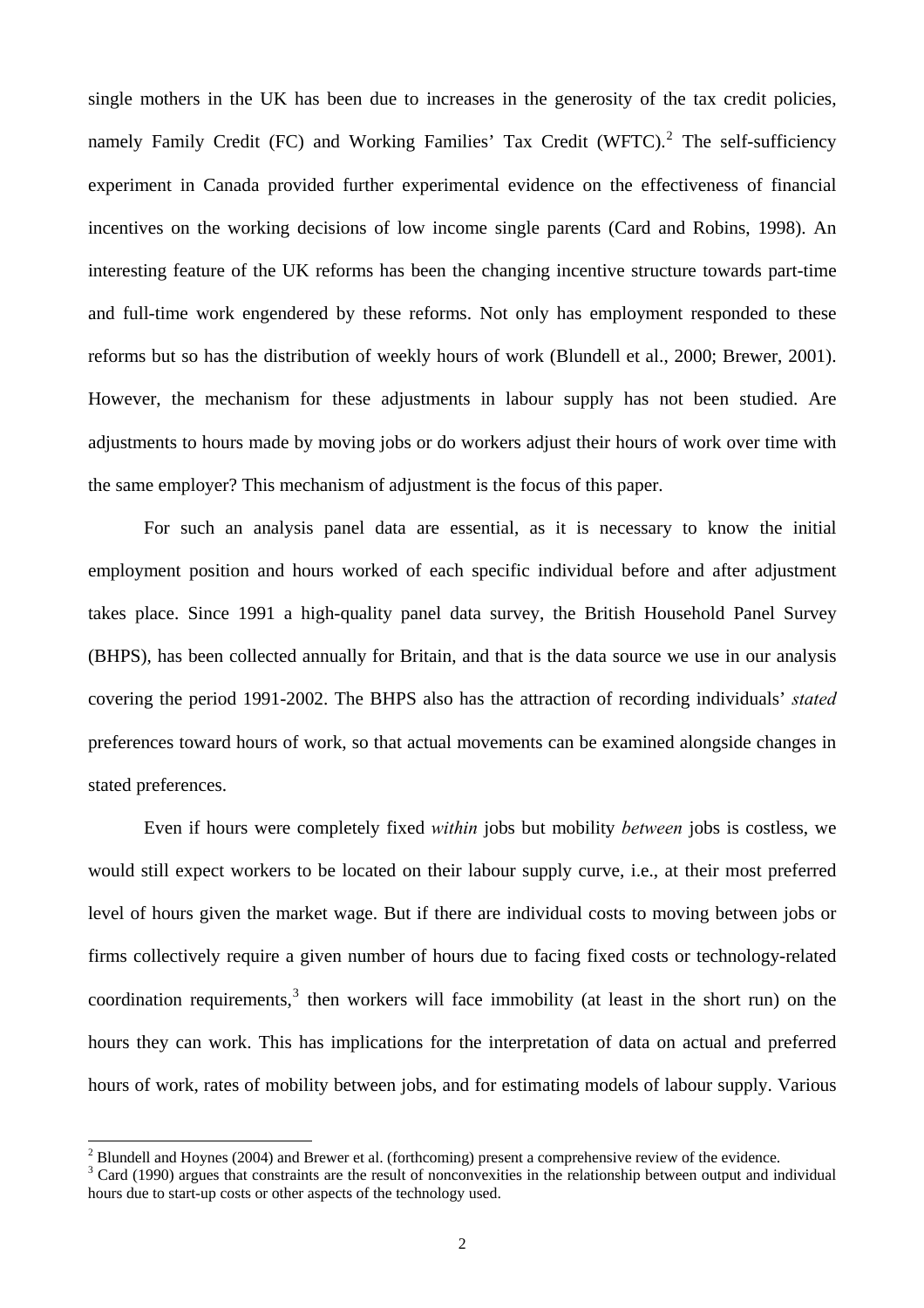single mothers in the UK has been due to increases in the generosity of the tax credit policies, namely Family Credit (FC) and Working Families' Tax Credit (WFTC).[2] The self-sufficiency experiment in Canada provided further experimental evidence on the effectiveness of financial incentives on the working decisions of low income single parents (Card and Robins, 1998). An interesting feature of the UK reforms has been the changing incentive structure towards part-time and full-time work engendered by these reforms. Not only has employment responded to these reforms but so has the distribution of weekly hours of work (Blundell et al., 2000; Brewer, 2001). However, the mechanism for these adjustments in labour supply has not been studied. Are adjustments to hours made by moving jobs or do workers adjust their hours of work over time with the same employer? This mechanism of adjustment is the focus of this paper.

For such an analysis panel data are essential, as it is necessary to know the initial employment position and hours worked of each specific individual before and after adjustment takes place. Since 1991 a high-quality panel data survey, the British Household Panel Survey (BHPS), has been collected annually for Britain, and that is the data source we use in our analysis covering the period 1991-2002. The BHPS also has the attraction of recording individuals' *stated* preferences toward hours of work, so that actual movements can be examined alongside changes in stated preferences.

Even if hours were completely fixed *within* jobs but mobility *between* jobs is costless, we would still expect workers to be located on their labour supply curve, i.e., at their most preferred level of hours given the market wage. But if there are individual costs to moving between jobs or firms collectively require a given number of hours due to facing fixed costs or technology-related coordination requirements,[3] then workers will face immobility (at least in the short run) on the hours they can work. This has implications for the interpretation of data on actual and preferred hours of work, rates of mobility between jobs, and for estimating models of labour supply. Various

[2] Blundell and Hoynes (2004) and Brewer et al. (forthcoming) present a comprehensive review of the evidence.

[3] Card (1990) argues that constraints are the result of nonconvexities in the relationship between output and individual hours due to start-up costs or other aspects of the technology used.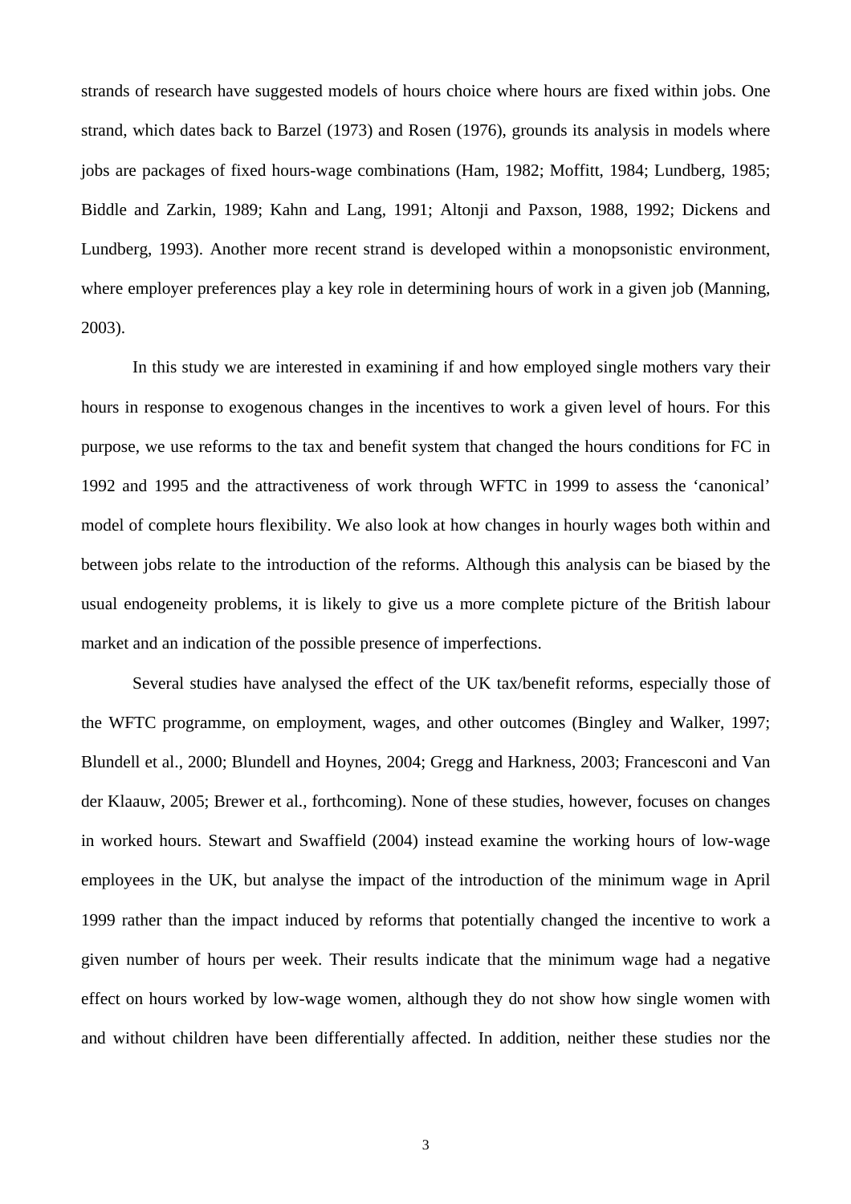strands of research have suggested models of hours choice where hours are fixed within jobs. One strand, which dates back to Barzel (1973) and Rosen (1976), grounds its analysis in models where jobs are packages of fixed hours-wage combinations (Ham, 1982; Moffitt, 1984; Lundberg, 1985; Biddle and Zarkin, 1989; Kahn and Lang, 1991; Altonji and Paxson, 1988, 1992; Dickens and Lundberg, 1993). Another more recent strand is developed within a monopsonistic environment, where employer preferences play a key role in determining hours of work in a given job (Manning, 2003).

In this study we are interested in examining if and how employed single mothers vary their hours in response to exogenous changes in the incentives to work a given level of hours. For this purpose, we use reforms to the tax and benefit system that changed the hours conditions for FC in 1992 and 1995 and the attractiveness of work through WFTC in 1999 to assess the 'canonical' model of complete hours flexibility. We also look at how changes in hourly wages both within and between jobs relate to the introduction of the reforms. Although this analysis can be biased by the usual endogeneity problems, it is likely to give us a more complete picture of the British labour market and an indication of the possible presence of imperfections.

Several studies have analysed the effect of the UK tax/benefit reforms, especially those of the WFTC programme, on employment, wages, and other outcomes (Bingley and Walker, 1997; Blundell et al., 2000; Blundell and Hoynes, 2004; Gregg and Harkness, 2003; Francesconi and Van der Klaauw, 2005; Brewer et al., forthcoming). None of these studies, however, focuses on changes in worked hours. Stewart and Swaffield (2004) instead examine the working hours of low-wage employees in the UK, but analyse the impact of the introduction of the minimum wage in April 1999 rather than the impact induced by reforms that potentially changed the incentive to work a given number of hours per week. Their results indicate that the minimum wage had a negative effect on hours worked by low-wage women, although they do not show how single women with and without children have been differentially affected. In addition, neither these studies nor the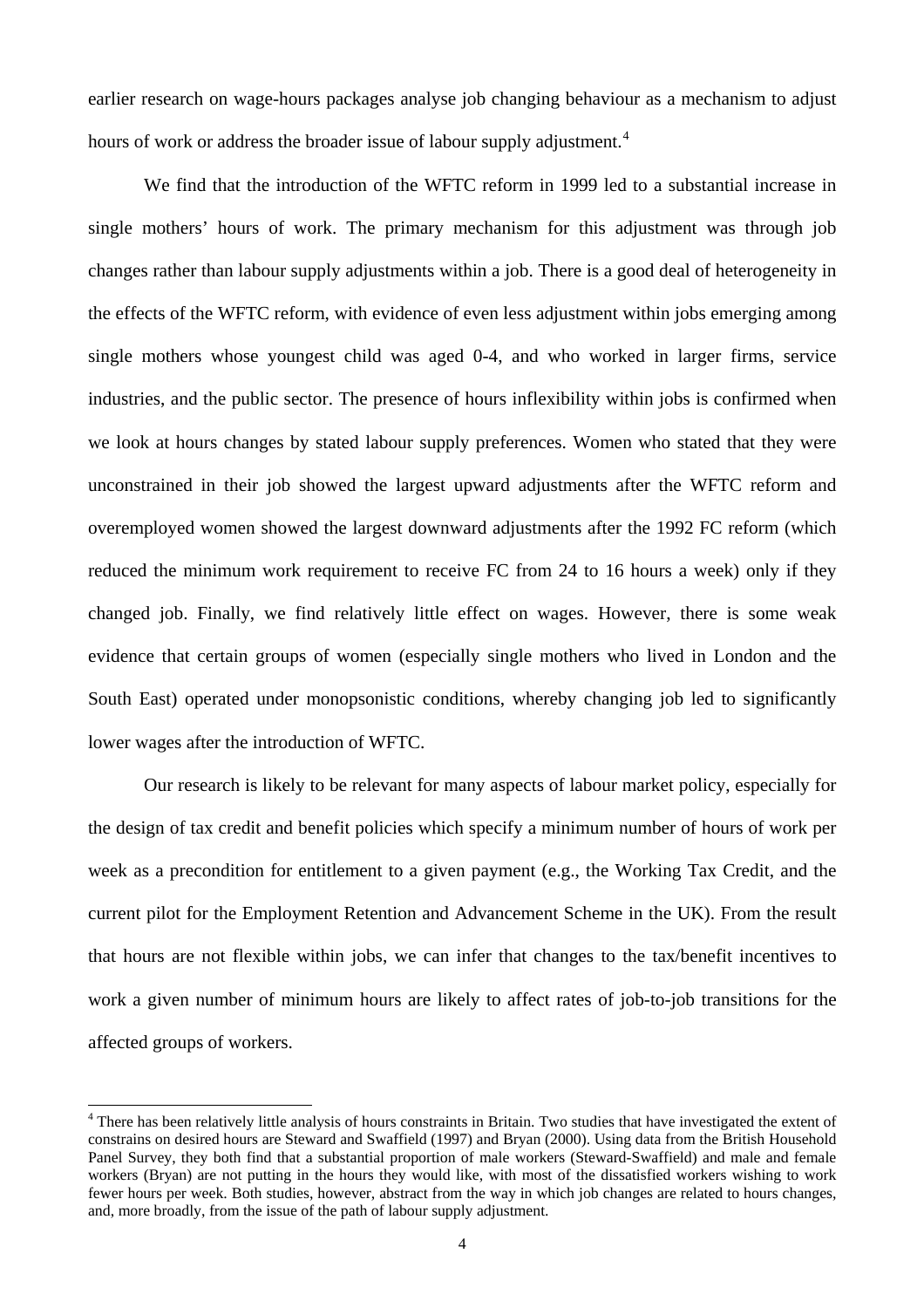earlier research on wage-hours packages analyse job changing behaviour as a mechanism to adjust hours of work or address the broader issue of labour supply adjustment.[4]

We find that the introduction of the WFTC reform in 1999 led to a substantial increase in single mothers' hours of work. The primary mechanism for this adjustment was through job changes rather than labour supply adjustments within a job. There is a good deal of heterogeneity in the effects of the WFTC reform, with evidence of even less adjustment within jobs emerging among single mothers whose youngest child was aged 0-4, and who worked in larger firms, service industries, and the public sector. The presence of hours inflexibility within jobs is confirmed when we look at hours changes by stated labour supply preferences. Women who stated that they were unconstrained in their job showed the largest upward adjustments after the WFTC reform and overemployed women showed the largest downward adjustments after the 1992 FC reform (which reduced the minimum work requirement to receive FC from 24 to 16 hours a week) only if they changed job. Finally, we find relatively little effect on wages. However, there is some weak evidence that certain groups of women (especially single mothers who lived in London and the South East) operated under monopsonistic conditions, whereby changing job led to significantly lower wages after the introduction of WFTC.

Our research is likely to be relevant for many aspects of labour market policy, especially for the design of tax credit and benefit policies which specify a minimum number of hours of work per week as a precondition for entitlement to a given payment (e.g., the Working Tax Credit, and the current pilot for the Employment Retention and Advancement Scheme in the UK). From the result that hours are not flexible within jobs, we can infer that changes to the tax/benefit incentives to work a given number of minimum hours are likely to affect rates of job-to-job transitions for the affected groups of workers.

[4] There has been relatively little analysis of hours constraints in Britain. Two studies that have investigated the extent of constrains on desired hours are Steward and Swaffield (1997) and Bryan (2000). Using data from the British Household Panel Survey, they both find that a substantial proportion of male workers (Steward-Swaffield) and male and female workers (Bryan) are not putting in the hours they would like, with most of the dissatisfied workers wishing to work fewer hours per week. Both studies, however, abstract from the way in which job changes are related to hours changes, and, more broadly, from the issue of the path of labour supply adjustment.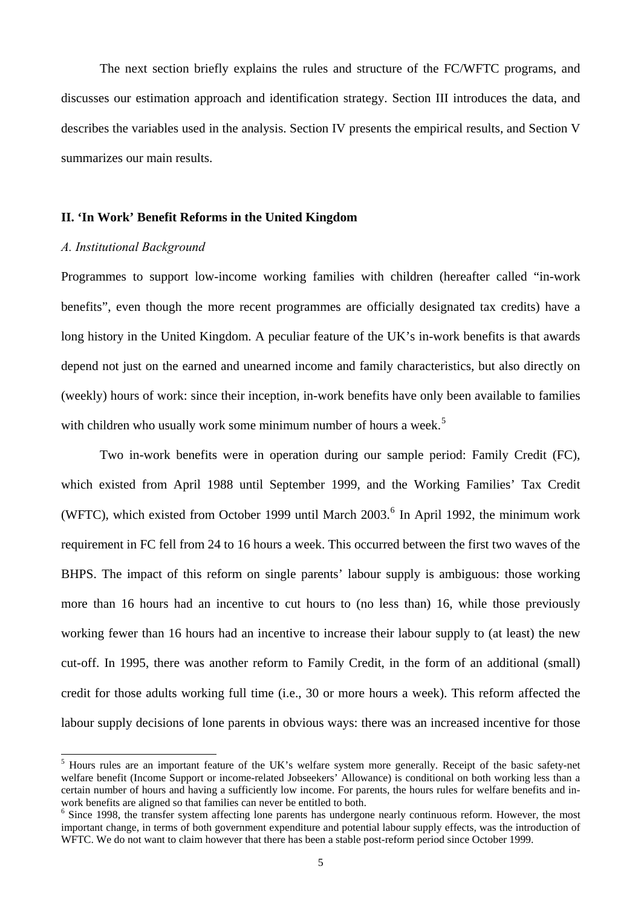The next section briefly explains the rules and structure of the FC/WFTC programs, and discusses our estimation approach and identification strategy. Section III introduces the data, and describes the variables used in the analysis. Section IV presents the empirical results, and Section V summarizes our main results.

## II. 'In Work' Benefit Reforms in the United Kingdom

### *A. Institutional Background*

Programmes to support low-income working families with children (hereafter called "in-work benefits", even though the more recent programmes are officially designated tax credits) have a long history in the United Kingdom. A peculiar feature of the UK's in-work benefits is that awards depend not just on the earned and unearned income and family characteristics, but also directly on (weekly) hours of work: since their inception, in-work benefits have only been available to families with children who usually work some minimum number of hours a week.[5]

Two in-work benefits were in operation during our sample period: Family Credit (FC), which existed from April 1988 until September 1999, and the Working Families' Tax Credit (WFTC), which existed from October 1999 until March 2003.[6] In April 1992, the minimum work requirement in FC fell from 24 to 16 hours a week. This occurred between the first two waves of the BHPS. The impact of this reform on single parents' labour supply is ambiguous: those working more than 16 hours had an incentive to cut hours to (no less than) 16, while those previously working fewer than 16 hours had an incentive to increase their labour supply to (at least) the new cut-off. In 1995, there was another reform to Family Credit, in the form of an additional (small) credit for those adults working full time (i.e., 30 or more hours a week). This reform affected the labour supply decisions of lone parents in obvious ways: there was an increased incentive for those

[5] Hours rules are an important feature of the UK's welfare system more generally. Receipt of the basic safety-net welfare benefit (Income Support or income-related Jobseekers' Allowance) is conditional on both working less than a certain number of hours and having a sufficiently low income. For parents, the hours rules for welfare benefits and in-work benefits are aligned so that families can never be entitled to both.

[6] Since 1998, the transfer system affecting lone parents has undergone nearly continuous reform. However, the most important change, in terms of both government expenditure and potential labour supply effects, was the introduction of WFTC. We do not want to claim however that there has been a stable post-reform period since October 1999.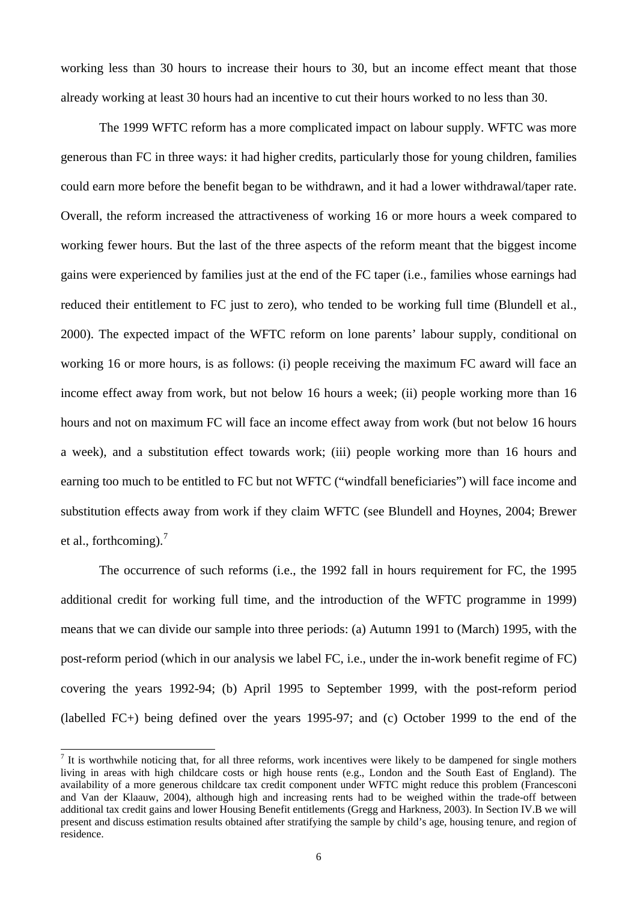working less than 30 hours to increase their hours to 30, but an income effect meant that those already working at least 30 hours had an incentive to cut their hours worked to no less than 30.

The 1999 WFTC reform has a more complicated impact on labour supply. WFTC was more generous than FC in three ways: it had higher credits, particularly those for young children, families could earn more before the benefit began to be withdrawn, and it had a lower withdrawal/taper rate. Overall, the reform increased the attractiveness of working 16 or more hours a week compared to working fewer hours. But the last of the three aspects of the reform meant that the biggest income gains were experienced by families just at the end of the FC taper (i.e., families whose earnings had reduced their entitlement to FC just to zero), who tended to be working full time (Blundell et al., 2000). The expected impact of the WFTC reform on lone parents' labour supply, conditional on working 16 or more hours, is as follows: (i) people receiving the maximum FC award will face an income effect away from work, but not below 16 hours a week; (ii) people working more than 16 hours and not on maximum FC will face an income effect away from work (but not below 16 hours a week), and a substitution effect towards work; (iii) people working more than 16 hours and earning too much to be entitled to FC but not WFTC ("windfall beneficiaries") will face income and substitution effects away from work if they claim WFTC (see Blundell and Hoynes, 2004; Brewer et al., forthcoming).[7]

The occurrence of such reforms (i.e., the 1992 fall in hours requirement for FC, the 1995 additional credit for working full time, and the introduction of the WFTC programme in 1999) means that we can divide our sample into three periods: (a) Autumn 1991 to (March) 1995, with the post-reform period (which in our analysis we label FC, i.e., under the in-work benefit regime of FC) covering the years 1992-94; (b) April 1995 to September 1999, with the post-reform period (labelled FC+) being defined over the years 1995-97; and (c) October 1999 to the end of the

[7] It is worthwhile noticing that, for all three reforms, work incentives were likely to be dampened for single mothers living in areas with high childcare costs or high house rents (e.g., London and the South East of England). The availability of a more generous childcare tax credit component under WFTC might reduce this problem (Francesconi and Van der Klaauw, 2004), although high and increasing rents had to be weighed within the trade-off between additional tax credit gains and lower Housing Benefit entitlements (Gregg and Harkness, 2003). In Section IV.B we will present and discuss estimation results obtained after stratifying the sample by child's age, housing tenure, and region of residence.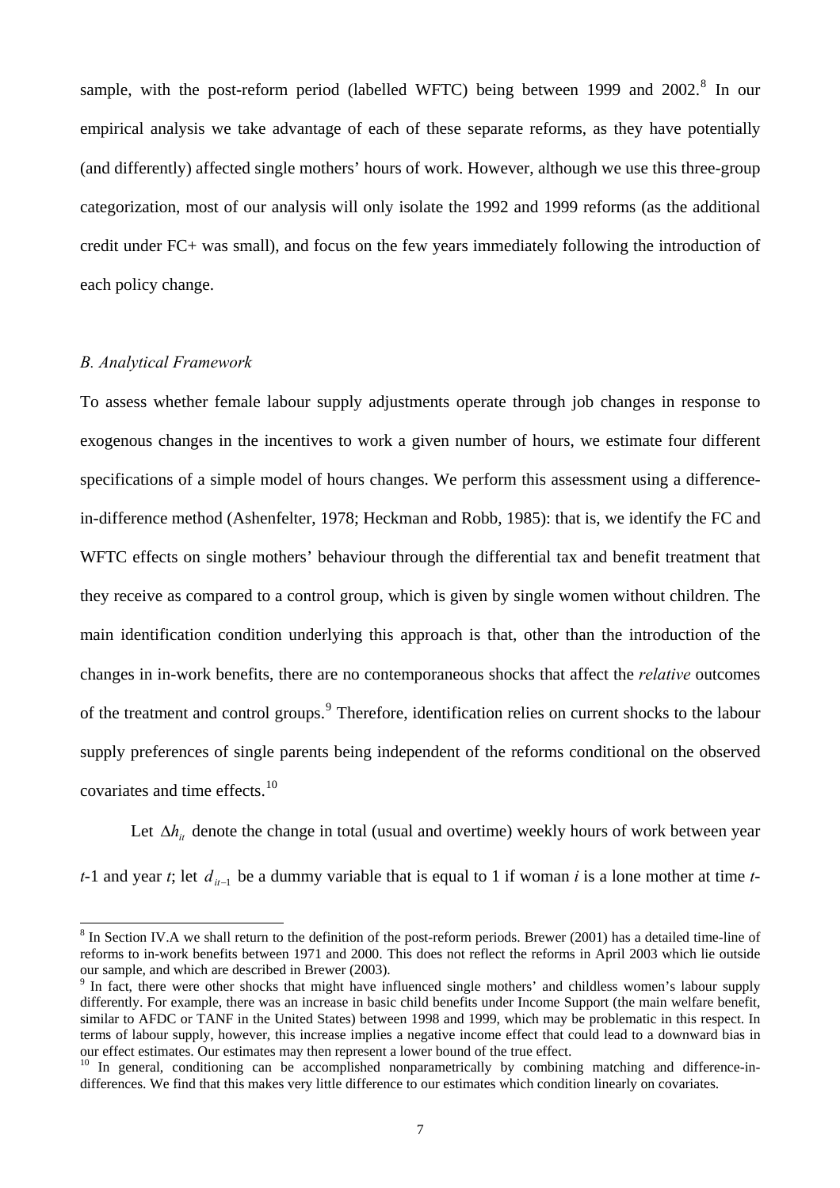sample, with the post-reform period (labelled WFTC) being between 1999 and 2002.[8] In our empirical analysis we take advantage of each of these separate reforms, as they have potentially (and differently) affected single mothers' hours of work. However, although we use this three-group categorization, most of our analysis will only isolate the 1992 and 1999 reforms (as the additional credit under FC+ was small), and focus on the few years immediately following the introduction of each policy change.

### *B. Analytical Framework*

To assess whether female labour supply adjustments operate through job changes in response to exogenous changes in the incentives to work a given number of hours, we estimate four different specifications of a simple model of hours changes. We perform this assessment using a difference-in-difference method (Ashenfelter, 1978; Heckman and Robb, 1985): that is, we identify the FC and WFTC effects on single mothers' behaviour through the differential tax and benefit treatment that they receive as compared to a control group, which is given by single women without children. The main identification condition underlying this approach is that, other than the introduction of the changes in in-work benefits, there are no contemporaneous shocks that affect the *relative* outcomes of the treatment and control groups.[9] Therefore, identification relies on current shocks to the labour supply preferences of single parents being independent of the reforms conditional on the observed covariates and time effects.[10]

Let $\Delta h_{it}$ denote the change in total (usual and overtime) weekly hours of work between year *t*-1 and year *t*; let $d_{it-1}$ be a dummy variable that is equal to 1 if woman *i* is a lone mother at time *t*-

---

[8] In Section IV.A we shall return to the definition of the post-reform periods. Brewer (2001) has a detailed time-line of reforms to in-work benefits between 1971 and 2000. This does not reflect the reforms in April 2003 which lie outside our sample, and which are described in Brewer (2003).

[9] In fact, there were other shocks that might have influenced single mothers' and childless women's labour supply differently. For example, there was an increase in basic child benefits under Income Support (the main welfare benefit, similar to AFDC or TANF in the United States) between 1998 and 1999, which may be problematic in this respect. In terms of labour supply, however, this increase implies a negative income effect that could lead to a downward bias in our effect estimates. Our estimates may then represent a lower bound of the true effect.

[10] In general, conditioning can be accomplished nonparametrically by combining matching and difference-in-differences. We find that this makes very little difference to our estimates which condition linearly on covariates.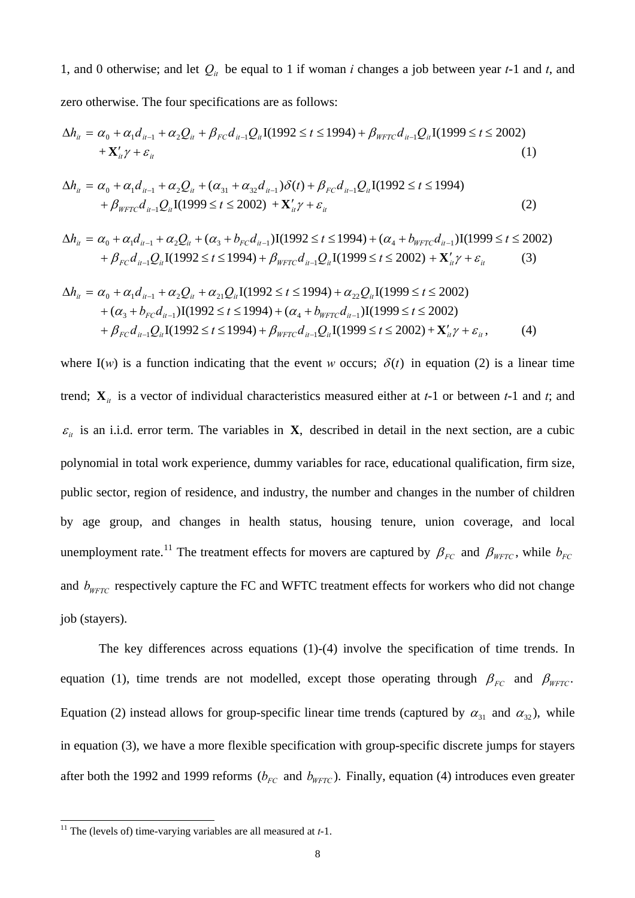1, and 0 otherwise; and let $Q_{it}$ be equal to 1 if woman *i* changes a job between year *t*-1 and *t*, and zero otherwise. The four specifications are as follows:

$$\Delta h_{it} = \alpha_0 + \alpha_1 d_{it-1} + \alpha_2 Q_{it} + \beta_{FC} d_{it-1} Q_{it} \mathrm{I}(1992 \le t \le 1994) + \beta_{WFTC} d_{it-1} Q_{it} \mathrm{I}(1999 \le t \le 2002) + \mathbf{X}'_{it}\gamma + \varepsilon_{it} \tag{1}$$

$$\Delta h_{it} = \alpha_0 + \alpha_1 d_{it-1} + \alpha_2 Q_{it} + (\alpha_{31} + \alpha_{32} d_{it-1})\delta(t) + \beta_{FC} d_{it-1} Q_{it} \mathrm{I}(1992 \le t \le 1994) + \beta_{WFTC} d_{it-1} Q_{it} \mathrm{I}(1999 \le t \le 2002) + \mathbf{X}'_{it}\gamma + \varepsilon_{it} \tag{2}$$

$$\Delta h_{it} = \alpha_0 + \alpha_1 d_{it-1} + \alpha_2 Q_{it} + (\alpha_3 + b_{FC} d_{it-1})\mathrm{I}(1992 \le t \le 1994) + (\alpha_4 + b_{WFTC} d_{it-1})\mathrm{I}(1999 \le t \le 2002) + \beta_{FC} d_{it-1} Q_{it} \mathrm{I}(1992 \le t \le 1994) + \beta_{WFTC} d_{it-1} Q_{it} \mathrm{I}(1999 \le t \le 2002) + \mathbf{X}'_{it}\gamma + \varepsilon_{it} \tag{3}$$

$$\Delta h_{it} = \alpha_0 + \alpha_1 d_{it-1} + \alpha_2 Q_{it} + \alpha_{21} Q_{it} \mathrm{I}(1992 \le t \le 1994) + \alpha_{22} Q_{it} \mathrm{I}(1999 \le t \le 2002) + (\alpha_3 + b_{FC} d_{it-1})\mathrm{I}(1992 \le t \le 1994) + (\alpha_4 + b_{WFTC} d_{it-1})\mathrm{I}(1999 \le t \le 2002) + \beta_{FC} d_{it-1} Q_{it} \mathrm{I}(1992 \le t \le 1994) + \beta_{WFTC} d_{it-1} Q_{it} \mathrm{I}(1999 \le t \le 2002) + \mathbf{X}'_{it}\gamma + \varepsilon_{it}, \tag{4}$$

where I($w$) is a function indicating that the event $w$ occurs; $\delta(t)$ in equation (2) is a linear time trend; $\mathbf{X}_{it}$ is a vector of individual characteristics measured either at *t*-1 or between *t*-1 and *t*; and $\varepsilon_{it}$ is an i.i.d. error term. The variables in $\mathbf{X}$, described in detail in the next section, are a cubic polynomial in total work experience, dummy variables for race, educational qualification, firm size, public sector, region of residence, and industry, the number and changes in the number of children by age group, and changes in health status, housing tenure, union coverage, and local unemployment rate.[11] The treatment effects for movers are captured by $\beta_{FC}$ and $\beta_{WFTC}$, while $b_{FC}$ and $b_{WFTC}$ respectively capture the FC and WFTC treatment effects for workers who did not change job (stayers).

The key differences across equations (1)-(4) involve the specification of time trends. In equation (1), time trends are not modelled, except those operating through $\beta_{FC}$ and $\beta_{WFTC}$. Equation (2) instead allows for group-specific linear time trends (captured by $\alpha_{31}$ and $\alpha_{32}$), while in equation (3), we have a more flexible specification with group-specific discrete jumps for stayers after both the 1992 and 1999 reforms ($b_{FC}$ and $b_{WFTC}$). Finally, equation (4) introduces even greater

[11] The (levels of) time-varying variables are all measured at *t*-1.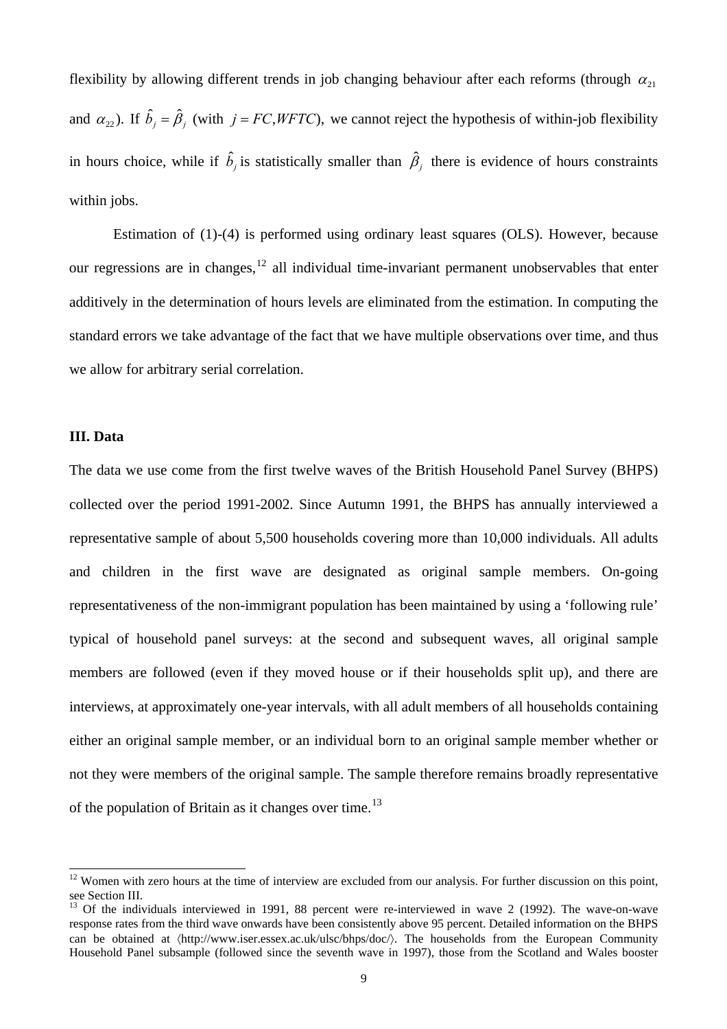flexibility by allowing different trends in job changing behaviour after each reforms (through $\alpha_{21}$ and $\alpha_{22}$). If $\hat{b}_j = \hat{\beta}_j$ (with $j = FC, WFTC$), we cannot reject the hypothesis of within-job flexibility in hours choice, while if $\hat{b}_j$ is statistically smaller than $\hat{\beta}_j$ there is evidence of hours constraints within jobs.

Estimation of (1)-(4) is performed using ordinary least squares (OLS). However, because our regressions are in changes,[12] all individual time-invariant permanent unobservables that enter additively in the determination of hours levels are eliminated from the estimation. In computing the standard errors we take advantage of the fact that we have multiple observations over time, and thus we allow for arbitrary serial correlation.

## III. Data

The data we use come from the first twelve waves of the British Household Panel Survey (BHPS) collected over the period 1991-2002. Since Autumn 1991, the BHPS has annually interviewed a representative sample of about 5,500 households covering more than 10,000 individuals. All adults and children in the first wave are designated as original sample members. On-going representativeness of the non-immigrant population has been maintained by using a 'following rule' typical of household panel surveys: at the second and subsequent waves, all original sample members are followed (even if they moved house or if their households split up), and there are interviews, at approximately one-year intervals, with all adult members of all households containing either an original sample member, or an individual born to an original sample member whether or not they were members of the original sample. The sample therefore remains broadly representative of the population of Britain as it changes over time.[13]

---

[12] Women with zero hours at the time of interview are excluded from our analysis. For further discussion on this point, see Section III.

[13] Of the individuals interviewed in 1991, 88 percent were re-interviewed in wave 2 (1992). The wave-on-wave response rates from the third wave onwards have been consistently above 95 percent. Detailed information on the BHPS can be obtained at ⟨http://www.iser.essex.ac.uk/ulsc/bhps/doc/⟩. The households from the European Community Household Panel subsample (followed since the seventh wave in 1997), those from the Scotland and Wales booster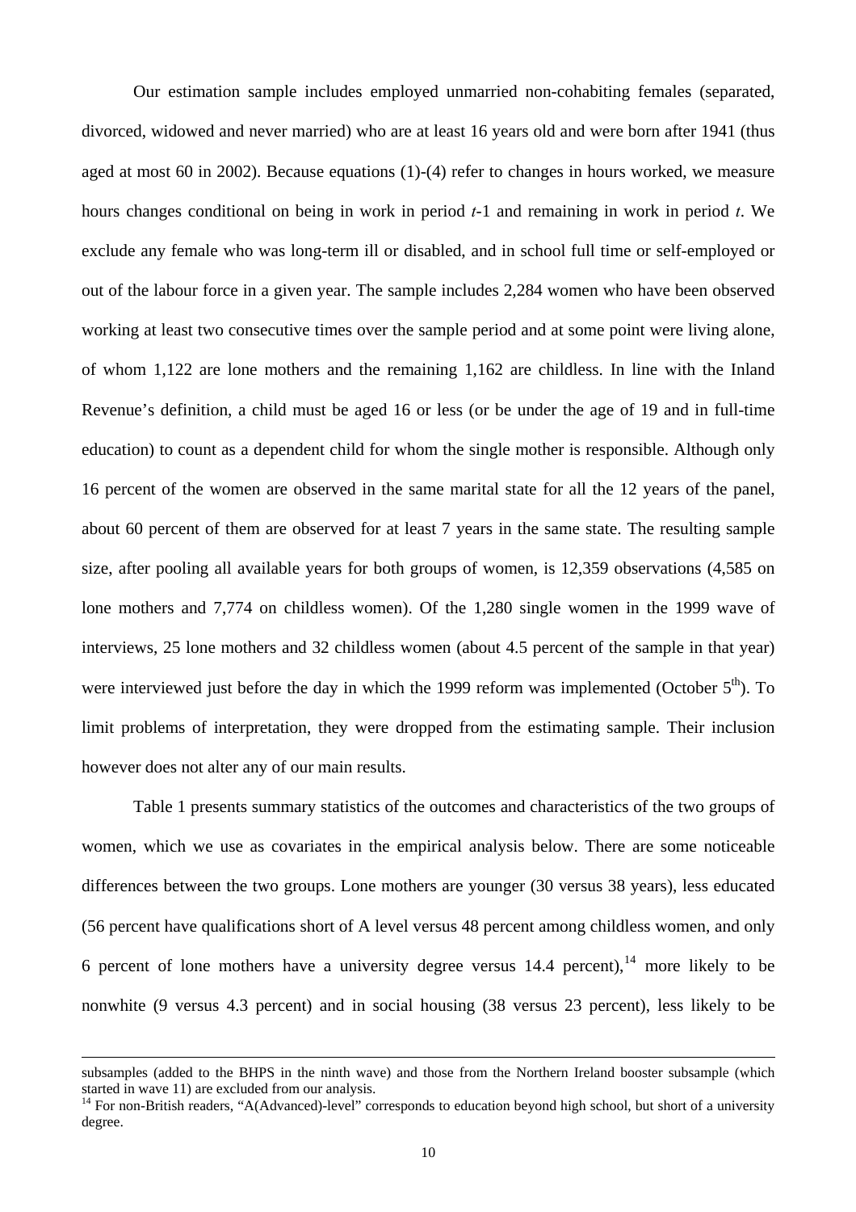Our estimation sample includes employed unmarried non-cohabiting females (separated, divorced, widowed and never married) who are at least 16 years old and were born after 1941 (thus aged at most 60 in 2002). Because equations (1)-(4) refer to changes in hours worked, we measure hours changes conditional on being in work in period $t$-1 and remaining in work in period $t$. We exclude any female who was long-term ill or disabled, and in school full time or self-employed or out of the labour force in a given year. The sample includes 2,284 women who have been observed working at least two consecutive times over the sample period and at some point were living alone, of whom 1,122 are lone mothers and the remaining 1,162 are childless. In line with the Inland Revenue's definition, a child must be aged 16 or less (or be under the age of 19 and in full-time education) to count as a dependent child for whom the single mother is responsible. Although only 16 percent of the women are observed in the same marital state for all the 12 years of the panel, about 60 percent of them are observed for at least 7 years in the same state. The resulting sample size, after pooling all available years for both groups of women, is 12,359 observations (4,585 on lone mothers and 7,774 on childless women). Of the 1,280 single women in the 1999 wave of interviews, 25 lone mothers and 32 childless women (about 4.5 percent of the sample in that year) were interviewed just before the day in which the 1999 reform was implemented (October 5th). To limit problems of interpretation, they were dropped from the estimating sample. Their inclusion however does not alter any of our main results.

Table 1 presents summary statistics of the outcomes and characteristics of the two groups of women, which we use as covariates in the empirical analysis below. There are some noticeable differences between the two groups. Lone mothers are younger (30 versus 38 years), less educated (56 percent have qualifications short of A level versus 48 percent among childless women, and only 6 percent of lone mothers have a university degree versus 14.4 percent),[14] more likely to be nonwhite (9 versus 4.3 percent) and in social housing (38 versus 23 percent), less likely to be

subsamples (added to the BHPS in the ninth wave) and those from the Northern Ireland booster subsample (which started in wave 11) are excluded from our analysis.

[14] For non-British readers, "A(Advanced)-level" corresponds to education beyond high school, but short of a university degree.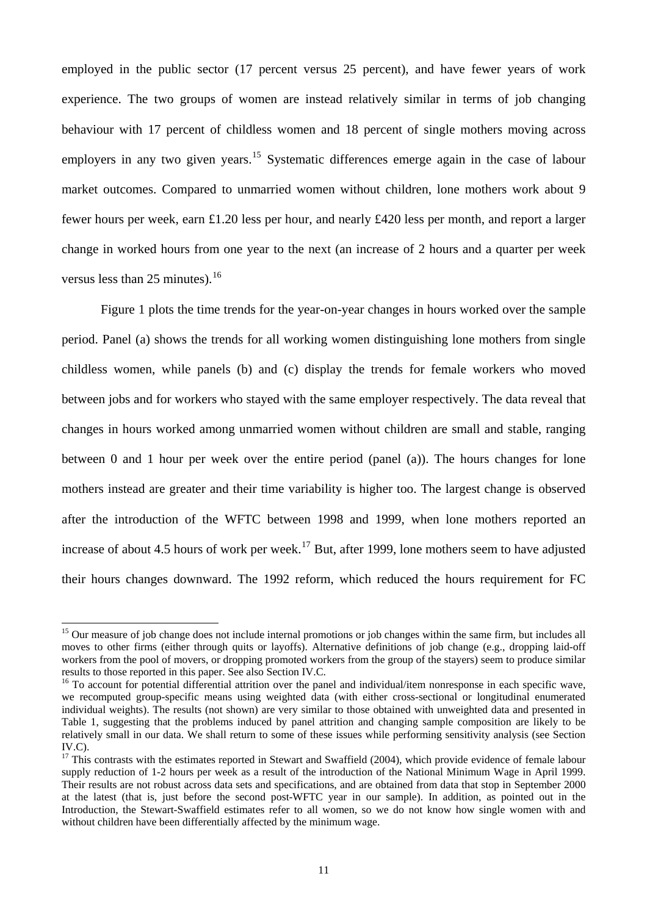employed in the public sector (17 percent versus 25 percent), and have fewer years of work experience. The two groups of women are instead relatively similar in terms of job changing behaviour with 17 percent of childless women and 18 percent of single mothers moving across employers in any two given years.[15] Systematic differences emerge again in the case of labour market outcomes. Compared to unmarried women without children, lone mothers work about 9 fewer hours per week, earn £1.20 less per hour, and nearly £420 less per month, and report a larger change in worked hours from one year to the next (an increase of 2 hours and a quarter per week versus less than 25 minutes).[16]

Figure 1 plots the time trends for the year-on-year changes in hours worked over the sample period. Panel (a) shows the trends for all working women distinguishing lone mothers from single childless women, while panels (b) and (c) display the trends for female workers who moved between jobs and for workers who stayed with the same employer respectively. The data reveal that changes in hours worked among unmarried women without children are small and stable, ranging between 0 and 1 hour per week over the entire period (panel (a)). The hours changes for lone mothers instead are greater and their time variability is higher too. The largest change is observed after the introduction of the WFTC between 1998 and 1999, when lone mothers reported an increase of about 4.5 hours of work per week.[17] But, after 1999, lone mothers seem to have adjusted their hours changes downward. The 1992 reform, which reduced the hours requirement for FC

[15] Our measure of job change does not include internal promotions or job changes within the same firm, but includes all moves to other firms (either through quits or layoffs). Alternative definitions of job change (e.g., dropping laid-off workers from the pool of movers, or dropping promoted workers from the group of the stayers) seem to produce similar results to those reported in this paper. See also Section IV.C.

[16] To account for potential differential attrition over the panel and individual/item nonresponse in each specific wave, we recomputed group-specific means using weighted data (with either cross-sectional or longitudinal enumerated individual weights). The results (not shown) are very similar to those obtained with unweighted data and presented in Table 1, suggesting that the problems induced by panel attrition and changing sample composition are likely to be relatively small in our data. We shall return to some of these issues while performing sensitivity analysis (see Section IV.C).

[17] This contrasts with the estimates reported in Stewart and Swaffield (2004), which provide evidence of female labour supply reduction of 1-2 hours per week as a result of the introduction of the National Minimum Wage in April 1999. Their results are not robust across data sets and specifications, and are obtained from data that stop in September 2000 at the latest (that is, just before the second post-WFTC year in our sample). In addition, as pointed out in the Introduction, the Stewart-Swaffield estimates refer to all women, so we do not know how single women with and without children have been differentially affected by the minimum wage.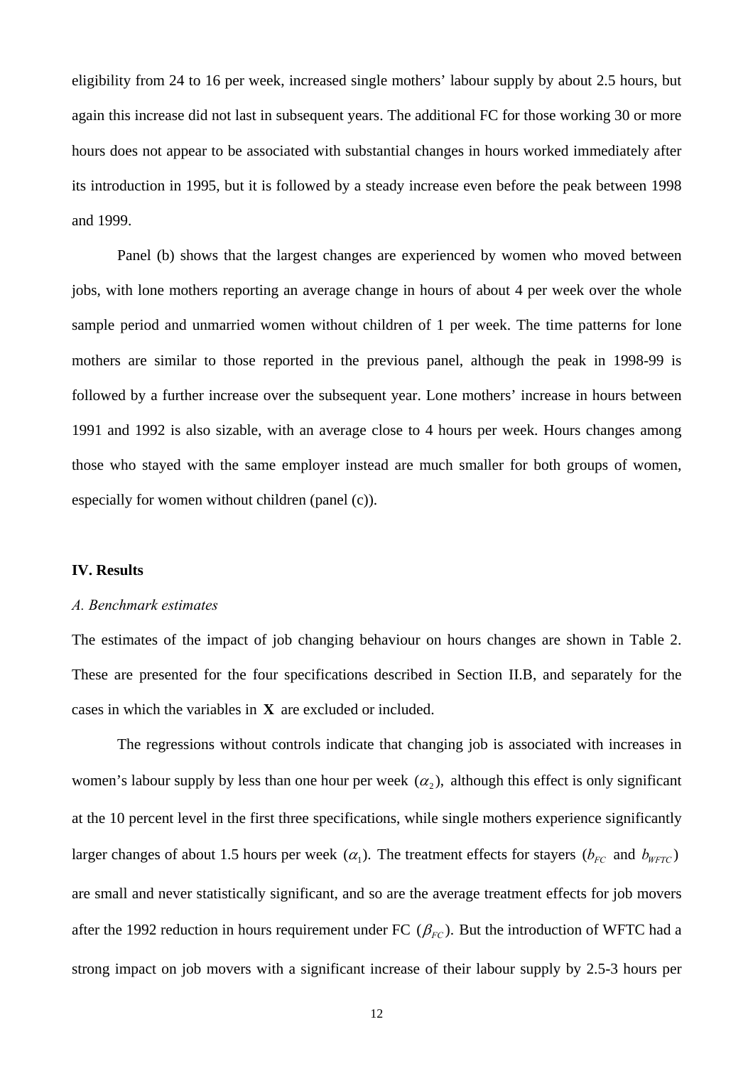eligibility from 24 to 16 per week, increased single mothers' labour supply by about 2.5 hours, but again this increase did not last in subsequent years. The additional FC for those working 30 or more hours does not appear to be associated with substantial changes in hours worked immediately after its introduction in 1995, but it is followed by a steady increase even before the peak between 1998 and 1999.

Panel (b) shows that the largest changes are experienced by women who moved between jobs, with lone mothers reporting an average change in hours of about 4 per week over the whole sample period and unmarried women without children of 1 per week. The time patterns for lone mothers are similar to those reported in the previous panel, although the peak in 1998-99 is followed by a further increase over the subsequent year. Lone mothers' increase in hours between 1991 and 1992 is also sizable, with an average close to 4 hours per week. Hours changes among those who stayed with the same employer instead are much smaller for both groups of women, especially for women without children (panel (c)).

## IV. Results

### *A. Benchmark estimates*

The estimates of the impact of job changing behaviour on hours changes are shown in Table 2. These are presented for the four specifications described in Section II.B, and separately for the cases in which the variables in $\mathbf{X}$ are excluded or included.

The regressions without controls indicate that changing job is associated with increases in women's labour supply by less than one hour per week $(\alpha_2)$, although this effect is only significant at the 10 percent level in the first three specifications, while single mothers experience significantly larger changes of about 1.5 hours per week $(\alpha_1)$. The treatment effects for stayers $(b_{FC}$ and $b_{WFTC})$ are small and never statistically significant, and so are the average treatment effects for job movers after the 1992 reduction in hours requirement under FC $(\beta_{FC})$. But the introduction of WFTC had a strong impact on job movers with a significant increase of their labour supply by 2.5-3 hours per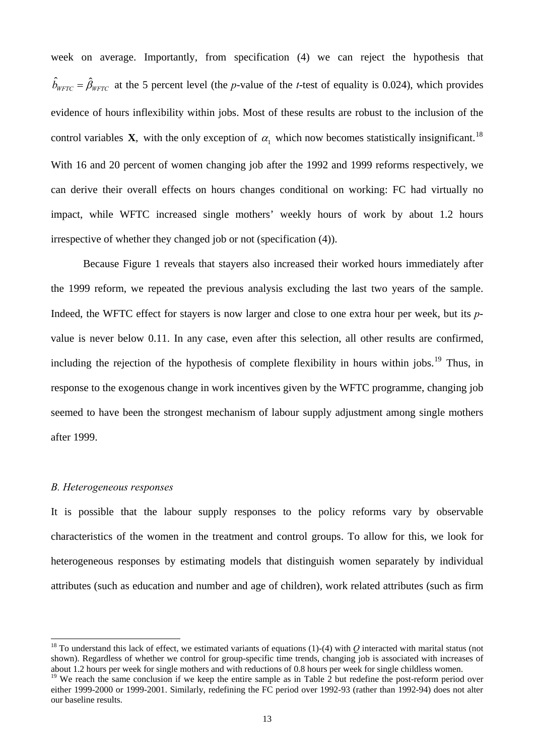week on average. Importantly, from specification (4) we can reject the hypothesis that $\hat{b}_{WFTC} = \hat{\beta}_{WFTC}$ at the 5 percent level (the *p*-value of the *t*-test of equality is 0.024), which provides evidence of hours inflexibility within jobs. Most of these results are robust to the inclusion of the control variables $\mathbf{X}$, with the only exception of $\alpha_1$ which now becomes statistically insignificant.[18] With 16 and 20 percent of women changing job after the 1992 and 1999 reforms respectively, we can derive their overall effects on hours changes conditional on working: FC had virtually no impact, while WFTC increased single mothers' weekly hours of work by about 1.2 hours irrespective of whether they changed job or not (specification (4)).

Because Figure 1 reveals that stayers also increased their worked hours immediately after the 1999 reform, we repeated the previous analysis excluding the last two years of the sample. Indeed, the WFTC effect for stayers is now larger and close to one extra hour per week, but its *p*-value is never below 0.11. In any case, even after this selection, all other results are confirmed, including the rejection of the hypothesis of complete flexibility in hours within jobs.[19] Thus, in response to the exogenous change in work incentives given by the WFTC programme, changing job seemed to have been the strongest mechanism of labour supply adjustment among single mothers after 1999.

*B. Heterogeneous responses*

It is possible that the labour supply responses to the policy reforms vary by observable characteristics of the women in the treatment and control groups. To allow for this, we look for heterogeneous responses by estimating models that distinguish women separately by individual attributes (such as education and number and age of children), work related attributes (such as firm

[18] To understand this lack of effect, we estimated variants of equations (1)-(4) with $Q$ interacted with marital status (not shown). Regardless of whether we control for group-specific time trends, changing job is associated with increases of about 1.2 hours per week for single mothers and with reductions of 0.8 hours per week for single childless women.

[19] We reach the same conclusion if we keep the entire sample as in Table 2 but redefine the post-reform period over either 1999-2000 or 1999-2001. Similarly, redefining the FC period over 1992-93 (rather than 1992-94) does not alter our baseline results.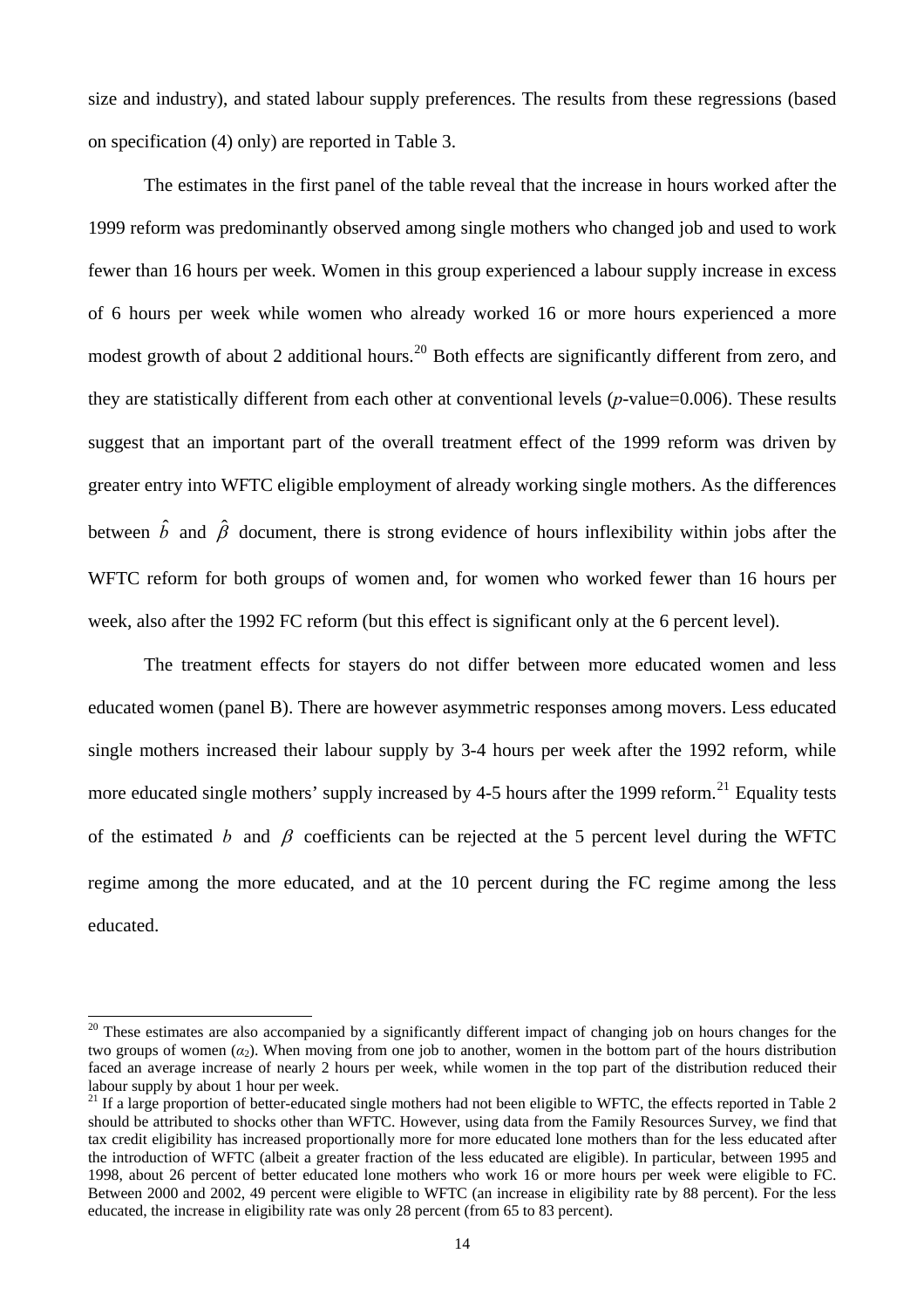size and industry), and stated labour supply preferences. The results from these regressions (based on specification (4) only) are reported in Table 3.

The estimates in the first panel of the table reveal that the increase in hours worked after the 1999 reform was predominantly observed among single mothers who changed job and used to work fewer than 16 hours per week. Women in this group experienced a labour supply increase in excess of 6 hours per week while women who already worked 16 or more hours experienced a more modest growth of about 2 additional hours.[20] Both effects are significantly different from zero, and they are statistically different from each other at conventional levels ($p$-value=0.006). These results suggest that an important part of the overall treatment effect of the 1999 reform was driven by greater entry into WFTC eligible employment of already working single mothers. As the differences between $\hat{b}$ and $\hat{\beta}$ document, there is strong evidence of hours inflexibility within jobs after the WFTC reform for both groups of women and, for women who worked fewer than 16 hours per week, also after the 1992 FC reform (but this effect is significant only at the 6 percent level).

The treatment effects for stayers do not differ between more educated women and less educated women (panel B). There are however asymmetric responses among movers. Less educated single mothers increased their labour supply by 3-4 hours per week after the 1992 reform, while more educated single mothers' supply increased by 4-5 hours after the 1999 reform.[21] Equality tests of the estimated $b$ and $\beta$ coefficients can be rejected at the 5 percent level during the WFTC regime among the more educated, and at the 10 percent during the FC regime among the less educated.

[20] These estimates are also accompanied by a significantly different impact of changing job on hours changes for the two groups of women ($\alpha_2$). When moving from one job to another, women in the bottom part of the hours distribution faced an average increase of nearly 2 hours per week, while women in the top part of the distribution reduced their labour supply by about 1 hour per week.

[21] If a large proportion of better-educated single mothers had not been eligible to WFTC, the effects reported in Table 2 should be attributed to shocks other than WFTC. However, using data from the Family Resources Survey, we find that tax credit eligibility has increased proportionally more for more educated lone mothers than for the less educated after the introduction of WFTC (albeit a greater fraction of the less educated are eligible). In particular, between 1995 and 1998, about 26 percent of better educated lone mothers who work 16 or more hours per week were eligible to FC. Between 2000 and 2002, 49 percent were eligible to WFTC (an increase in eligibility rate by 88 percent). For the less educated, the increase in eligibility rate was only 28 percent (from 65 to 83 percent).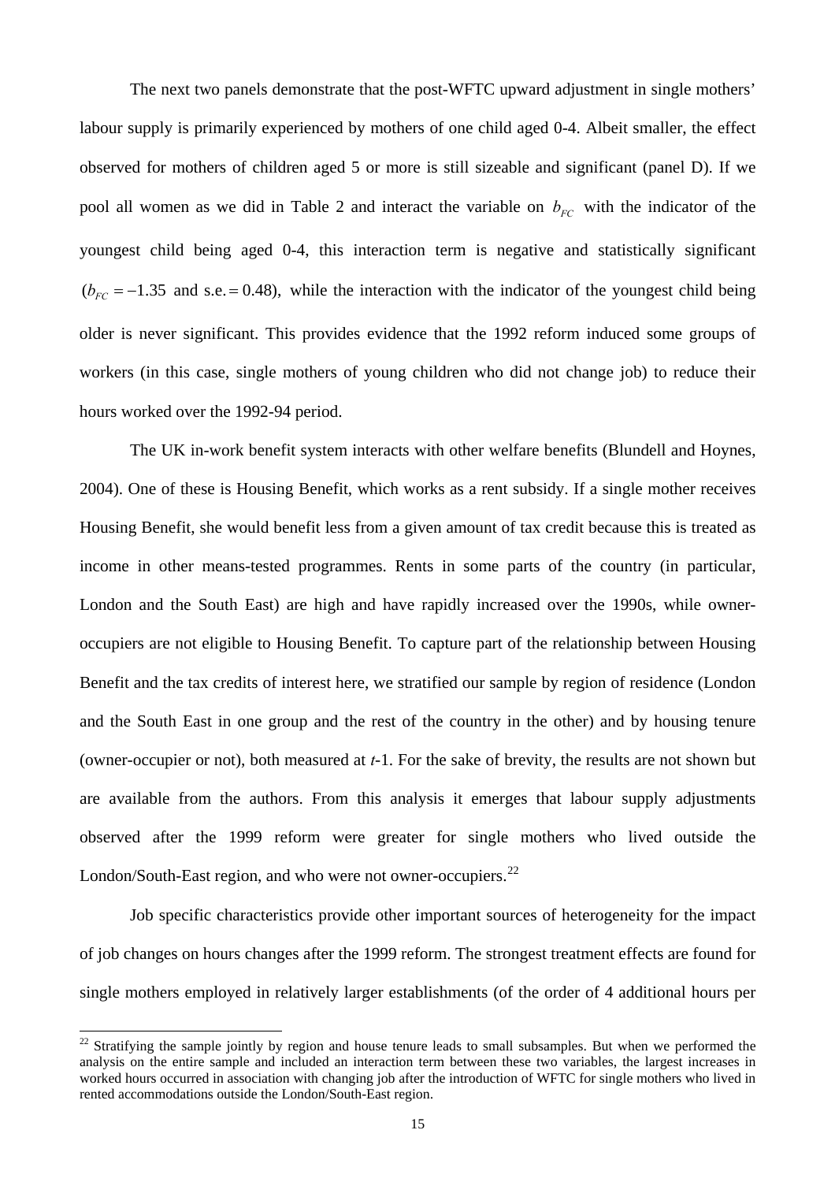The next two panels demonstrate that the post-WFTC upward adjustment in single mothers' labour supply is primarily experienced by mothers of one child aged 0-4. Albeit smaller, the effect observed for mothers of children aged 5 or more is still sizeable and significant (panel D). If we pool all women as we did in Table 2 and interact the variable on $b_{FC}$ with the indicator of the youngest child being aged 0-4, this interaction term is negative and statistically significant $(b_{FC} = -1.35$ and s.e. $= 0.48)$, while the interaction with the indicator of the youngest child being older is never significant. This provides evidence that the 1992 reform induced some groups of workers (in this case, single mothers of young children who did not change job) to reduce their hours worked over the 1992-94 period.

The UK in-work benefit system interacts with other welfare benefits (Blundell and Hoynes, 2004). One of these is Housing Benefit, which works as a rent subsidy. If a single mother receives Housing Benefit, she would benefit less from a given amount of tax credit because this is treated as income in other means-tested programmes. Rents in some parts of the country (in particular, London and the South East) are high and have rapidly increased over the 1990s, while owner-occupiers are not eligible to Housing Benefit. To capture part of the relationship between Housing Benefit and the tax credits of interest here, we stratified our sample by region of residence (London and the South East in one group and the rest of the country in the other) and by housing tenure (owner-occupier or not), both measured at *t*-1. For the sake of brevity, the results are not shown but are available from the authors. From this analysis it emerges that labour supply adjustments observed after the 1999 reform were greater for single mothers who lived outside the London/South-East region, and who were not owner-occupiers.[22]

Job specific characteristics provide other important sources of heterogeneity for the impact of job changes on hours changes after the 1999 reform. The strongest treatment effects are found for single mothers employed in relatively larger establishments (of the order of 4 additional hours per

[22] Stratifying the sample jointly by region and house tenure leads to small subsamples. But when we performed the analysis on the entire sample and included an interaction term between these two variables, the largest increases in worked hours occurred in association with changing job after the introduction of WFTC for single mothers who lived in rented accommodations outside the London/South-East region.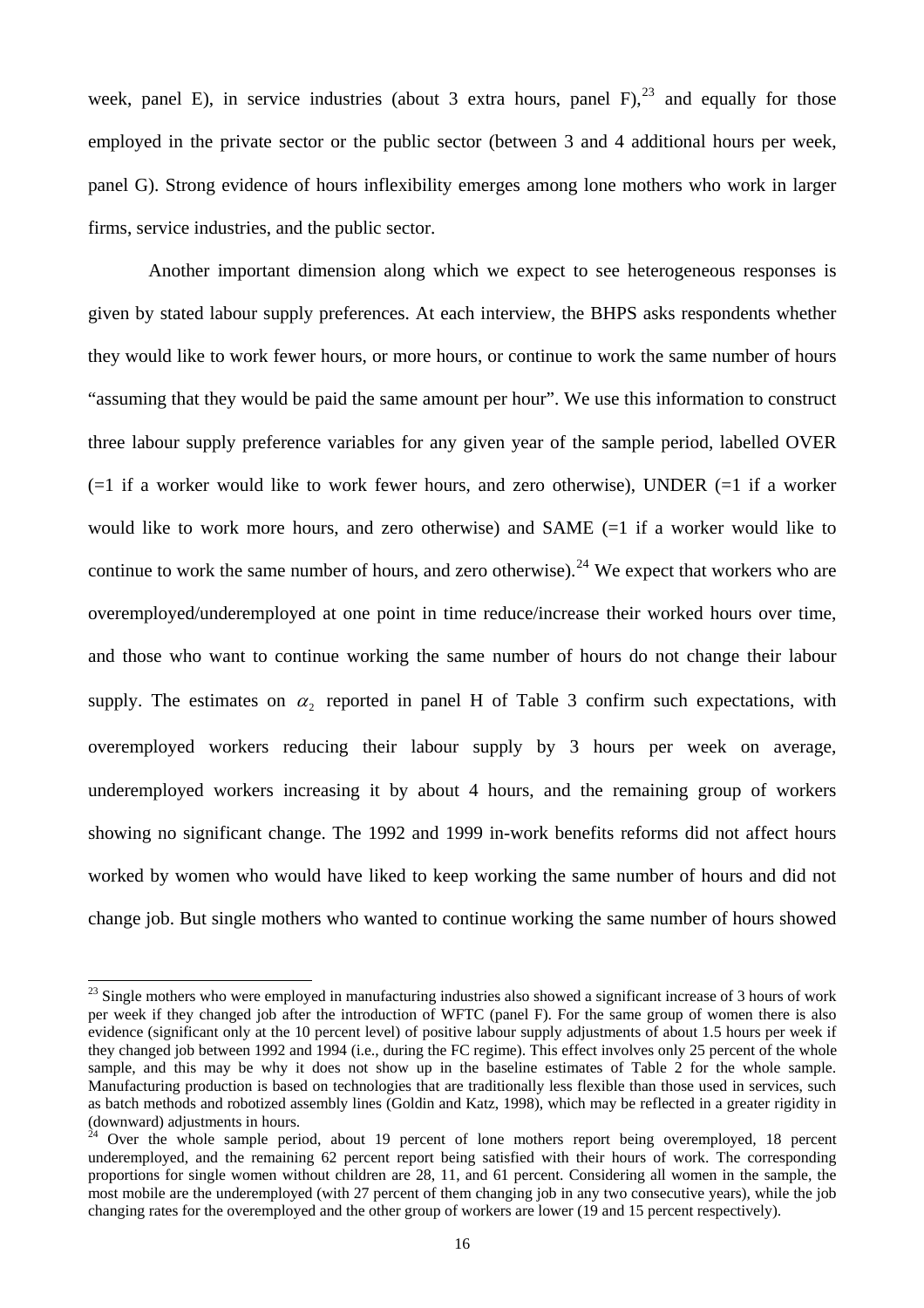week, panel E), in service industries (about 3 extra hours, panel F),[23] and equally for those employed in the private sector or the public sector (between 3 and 4 additional hours per week, panel G). Strong evidence of hours inflexibility emerges among lone mothers who work in larger firms, service industries, and the public sector.

Another important dimension along which we expect to see heterogeneous responses is given by stated labour supply preferences. At each interview, the BHPS asks respondents whether they would like to work fewer hours, or more hours, or continue to work the same number of hours "assuming that they would be paid the same amount per hour". We use this information to construct three labour supply preference variables for any given year of the sample period, labelled OVER (=1 if a worker would like to work fewer hours, and zero otherwise), UNDER (=1 if a worker would like to work more hours, and zero otherwise) and SAME (=1 if a worker would like to continue to work the same number of hours, and zero otherwise).[24] We expect that workers who are overemployed/underemployed at one point in time reduce/increase their worked hours over time, and those who want to continue working the same number of hours do not change their labour supply. The estimates on $\alpha_2$ reported in panel H of Table 3 confirm such expectations, with overemployed workers reducing their labour supply by 3 hours per week on average, underemployed workers increasing it by about 4 hours, and the remaining group of workers showing no significant change. The 1992 and 1999 in-work benefits reforms did not affect hours worked by women who would have liked to keep working the same number of hours and did not change job. But single mothers who wanted to continue working the same number of hours showed

[23] Single mothers who were employed in manufacturing industries also showed a significant increase of 3 hours of work per week if they changed job after the introduction of WFTC (panel F). For the same group of women there is also evidence (significant only at the 10 percent level) of positive labour supply adjustments of about 1.5 hours per week if they changed job between 1992 and 1994 (i.e., during the FC regime). This effect involves only 25 percent of the whole sample, and this may be why it does not show up in the baseline estimates of Table 2 for the whole sample. Manufacturing production is based on technologies that are traditionally less flexible than those used in services, such as batch methods and robotized assembly lines (Goldin and Katz, 1998), which may be reflected in a greater rigidity in (downward) adjustments in hours.

[24] Over the whole sample period, about 19 percent of lone mothers report being overemployed, 18 percent underemployed, and the remaining 62 percent report being satisfied with their hours of work. The corresponding proportions for single women without children are 28, 11, and 61 percent. Considering all women in the sample, the most mobile are the underemployed (with 27 percent of them changing job in any two consecutive years), while the job changing rates for the overemployed and the other group of workers are lower (19 and 15 percent respectively).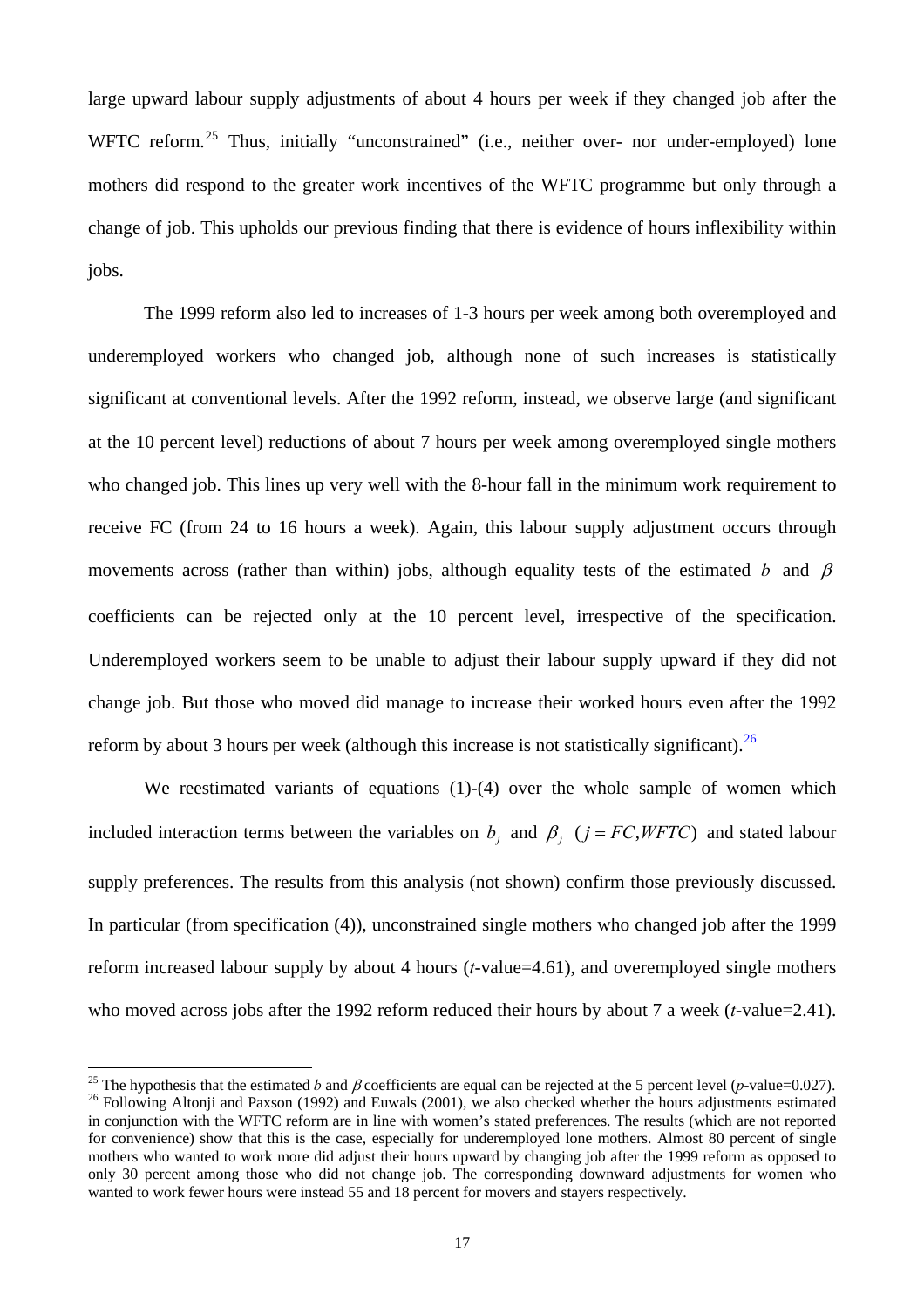large upward labour supply adjustments of about 4 hours per week if they changed job after the WFTC reform.[25] Thus, initially "unconstrained" (i.e., neither over- nor under-employed) lone mothers did respond to the greater work incentives of the WFTC programme but only through a change of job. This upholds our previous finding that there is evidence of hours inflexibility within jobs.

The 1999 reform also led to increases of 1-3 hours per week among both overemployed and underemployed workers who changed job, although none of such increases is statistically significant at conventional levels. After the 1992 reform, instead, we observe large (and significant at the 10 percent level) reductions of about 7 hours per week among overemployed single mothers who changed job. This lines up very well with the 8-hour fall in the minimum work requirement to receive FC (from 24 to 16 hours a week). Again, this labour supply adjustment occurs through movements across (rather than within) jobs, although equality tests of the estimated $b$ and $\beta$ coefficients can be rejected only at the 10 percent level, irrespective of the specification. Underemployed workers seem to be unable to adjust their labour supply upward if they did not change job. But those who moved did manage to increase their worked hours even after the 1992 reform by about 3 hours per week (although this increase is not statistically significant).[26]

We reestimated variants of equations (1)-(4) over the whole sample of women which included interaction terms between the variables on $b_j$ and $\beta_j$ $(j = FC, WFTC)$ and stated labour supply preferences. The results from this analysis (not shown) confirm those previously discussed. In particular (from specification (4)), unconstrained single mothers who changed job after the 1999 reform increased labour supply by about 4 hours (*t*-value=4.61), and overemployed single mothers who moved across jobs after the 1992 reform reduced their hours by about 7 a week (*t*-value=2.41).

---

[25] The hypothesis that the estimated $b$ and $\beta$ coefficients are equal can be rejected at the 5 percent level (*p*-value=0.027).

[26] Following Altonji and Paxson (1992) and Euwals (2001), we also checked whether the hours adjustments estimated in conjunction with the WFTC reform are in line with women's stated preferences. The results (which are not reported for convenience) show that this is the case, especially for underemployed lone mothers. Almost 80 percent of single mothers who wanted to work more did adjust their hours upward by changing job after the 1999 reform as opposed to only 30 percent among those who did not change job. The corresponding downward adjustments for women who wanted to work fewer hours were instead 55 and 18 percent for movers and stayers respectively.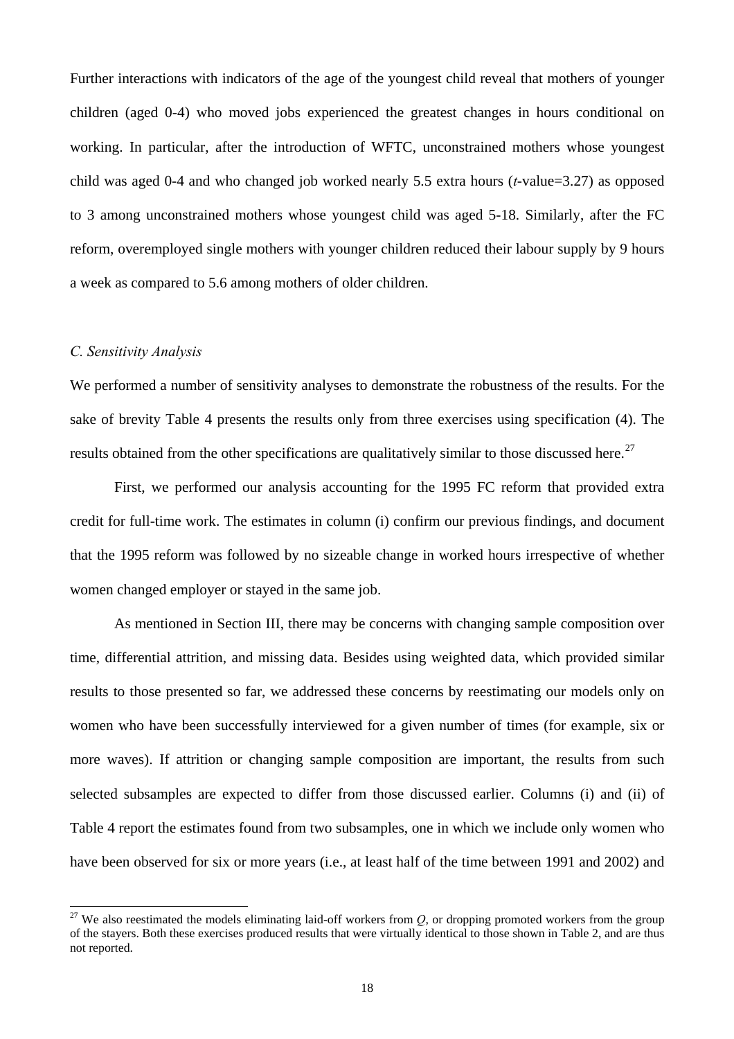Further interactions with indicators of the age of the youngest child reveal that mothers of younger children (aged 0-4) who moved jobs experienced the greatest changes in hours conditional on working. In particular, after the introduction of WFTC, unconstrained mothers whose youngest child was aged 0-4 and who changed job worked nearly 5.5 extra hours (*t*-value=3.27) as opposed to 3 among unconstrained mothers whose youngest child was aged 5-18. Similarly, after the FC reform, overemployed single mothers with younger children reduced their labour supply by 9 hours a week as compared to 5.6 among mothers of older children.

### *C. Sensitivity Analysis*

We performed a number of sensitivity analyses to demonstrate the robustness of the results. For the sake of brevity Table 4 presents the results only from three exercises using specification (4). The results obtained from the other specifications are qualitatively similar to those discussed here.[27]

First, we performed our analysis accounting for the 1995 FC reform that provided extra credit for full-time work. The estimates in column (i) confirm our previous findings, and document that the 1995 reform was followed by no sizeable change in worked hours irrespective of whether women changed employer or stayed in the same job.

As mentioned in Section III, there may be concerns with changing sample composition over time, differential attrition, and missing data. Besides using weighted data, which provided similar results to those presented so far, we addressed these concerns by reestimating our models only on women who have been successfully interviewed for a given number of times (for example, six or more waves). If attrition or changing sample composition are important, the results from such selected subsamples are expected to differ from those discussed earlier. Columns (i) and (ii) of Table 4 report the estimates found from two subsamples, one in which we include only women who have been observed for six or more years (i.e., at least half of the time between 1991 and 2002) and

[27] We also reestimated the models eliminating laid-off workers from *Q*, or dropping promoted workers from the group of the stayers. Both these exercises produced results that were virtually identical to those shown in Table 2, and are thus not reported.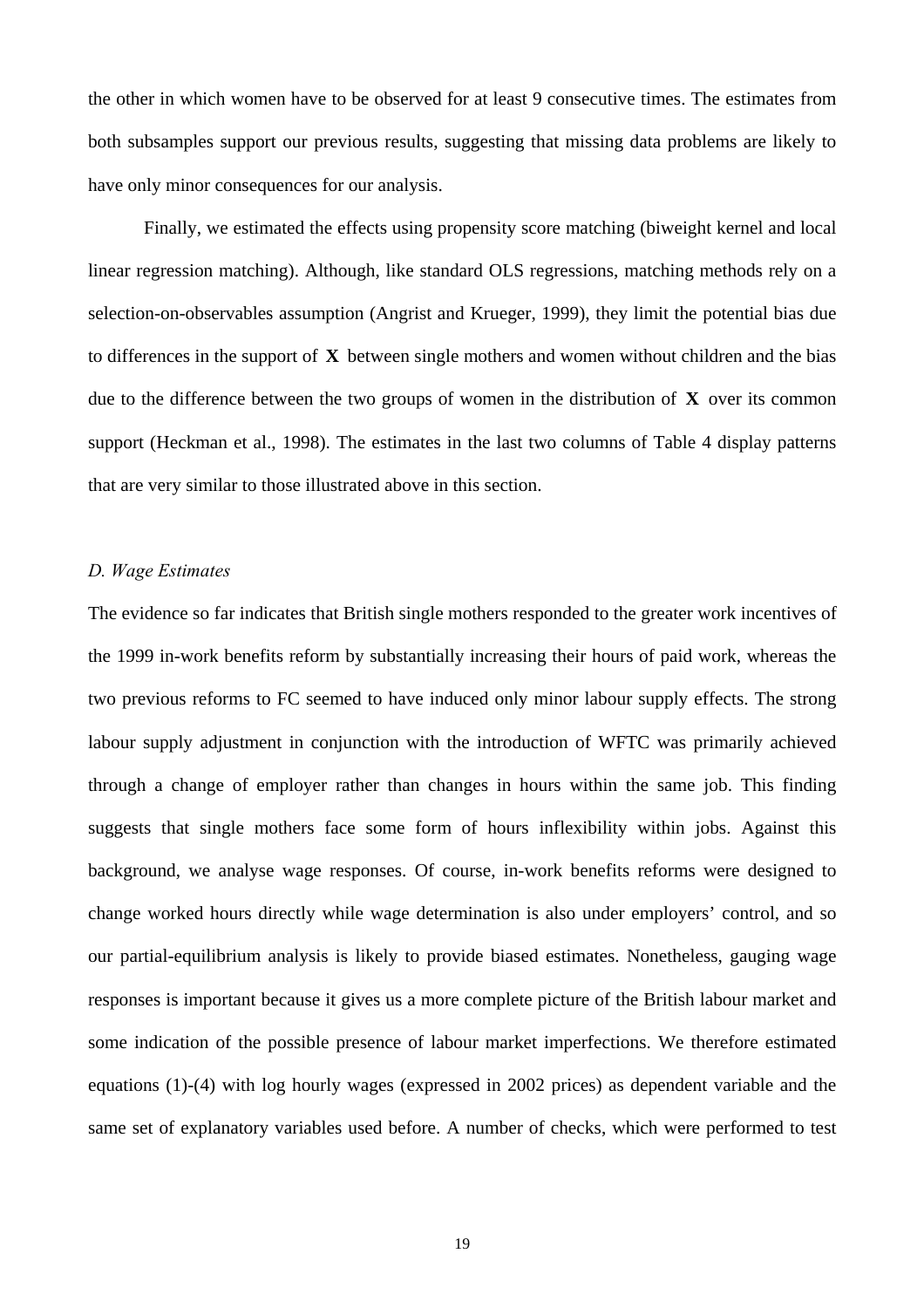the other in which women have to be observed for at least 9 consecutive times. The estimates from both subsamples support our previous results, suggesting that missing data problems are likely to have only minor consequences for our analysis.

Finally, we estimated the effects using propensity score matching (biweight kernel and local linear regression matching). Although, like standard OLS regressions, matching methods rely on a selection-on-observables assumption (Angrist and Krueger, 1999), they limit the potential bias due to differences in the support of $\mathbf{X}$ between single mothers and women without children and the bias due to the difference between the two groups of women in the distribution of $\mathbf{X}$ over its common support (Heckman et al., 1998). The estimates in the last two columns of Table 4 display patterns that are very similar to those illustrated above in this section.

### *D. Wage Estimates*

The evidence so far indicates that British single mothers responded to the greater work incentives of the 1999 in-work benefits reform by substantially increasing their hours of paid work, whereas the two previous reforms to FC seemed to have induced only minor labour supply effects. The strong labour supply adjustment in conjunction with the introduction of WFTC was primarily achieved through a change of employer rather than changes in hours within the same job. This finding suggests that single mothers face some form of hours inflexibility within jobs. Against this background, we analyse wage responses. Of course, in-work benefits reforms were designed to change worked hours directly while wage determination is also under employers' control, and so our partial-equilibrium analysis is likely to provide biased estimates. Nonetheless, gauging wage responses is important because it gives us a more complete picture of the British labour market and some indication of the possible presence of labour market imperfections. We therefore estimated equations (1)-(4) with log hourly wages (expressed in 2002 prices) as dependent variable and the same set of explanatory variables used before. A number of checks, which were performed to test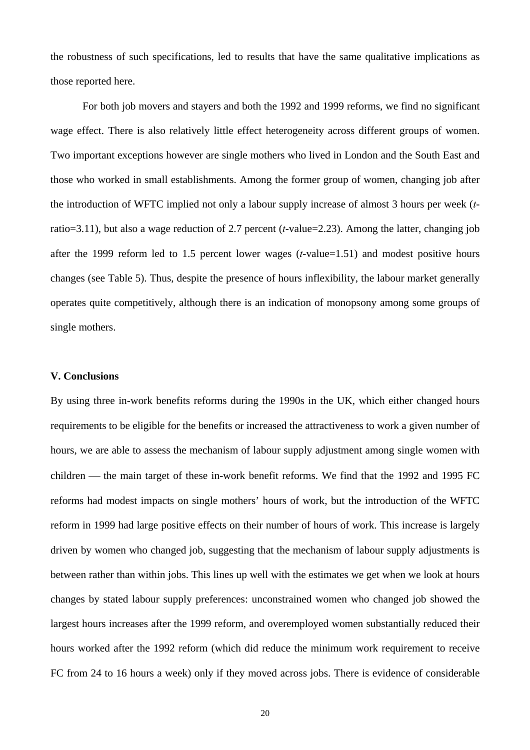the robustness of such specifications, led to results that have the same qualitative implications as those reported here.

For both job movers and stayers and both the 1992 and 1999 reforms, we find no significant wage effect. There is also relatively little effect heterogeneity across different groups of women. Two important exceptions however are single mothers who lived in London and the South East and those who worked in small establishments. Among the former group of women, changing job after the introduction of WFTC implied not only a labour supply increase of almost 3 hours per week (*t*-ratio=3.11), but also a wage reduction of 2.7 percent (*t*-value=2.23). Among the latter, changing job after the 1999 reform led to 1.5 percent lower wages (*t*-value=1.51) and modest positive hours changes (see Table 5). Thus, despite the presence of hours inflexibility, the labour market generally operates quite competitively, although there is an indication of monopsony among some groups of single mothers.

### V. Conclusions

By using three in-work benefits reforms during the 1990s in the UK, which either changed hours requirements to be eligible for the benefits or increased the attractiveness to work a given number of hours, we are able to assess the mechanism of labour supply adjustment among single women with children — the main target of these in-work benefit reforms. We find that the 1992 and 1995 FC reforms had modest impacts on single mothers' hours of work, but the introduction of the WFTC reform in 1999 had large positive effects on their number of hours of work. This increase is largely driven by women who changed job, suggesting that the mechanism of labour supply adjustments is between rather than within jobs. This lines up well with the estimates we get when we look at hours changes by stated labour supply preferences: unconstrained women who changed job showed the largest hours increases after the 1999 reform, and overemployed women substantially reduced their hours worked after the 1992 reform (which did reduce the minimum work requirement to receive FC from 24 to 16 hours a week) only if they moved across jobs. There is evidence of considerable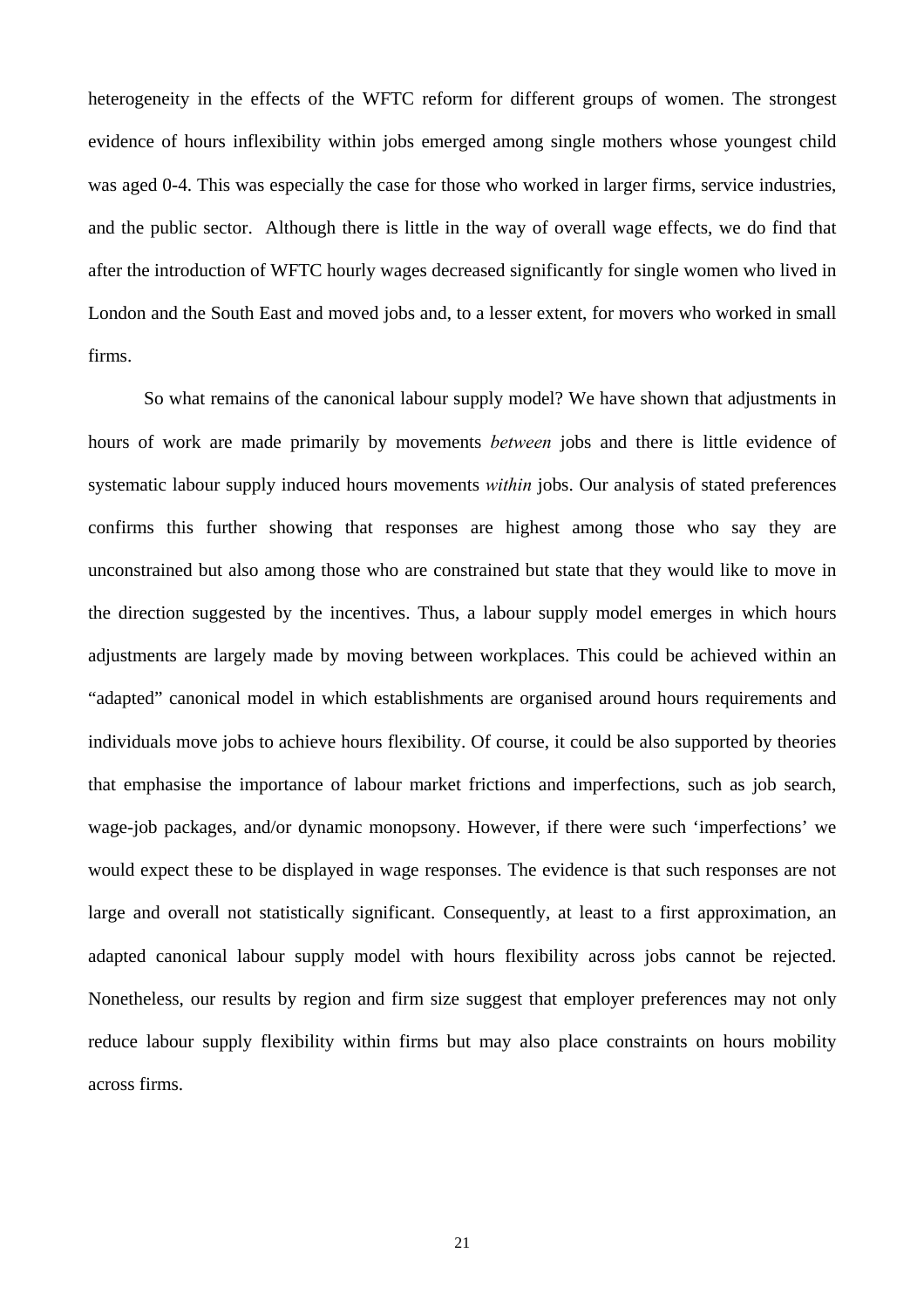heterogeneity in the effects of the WFTC reform for different groups of women. The strongest evidence of hours inflexibility within jobs emerged among single mothers whose youngest child was aged 0-4. This was especially the case for those who worked in larger firms, service industries, and the public sector. Although there is little in the way of overall wage effects, we do find that after the introduction of WFTC hourly wages decreased significantly for single women who lived in London and the South East and moved jobs and, to a lesser extent, for movers who worked in small firms.

So what remains of the canonical labour supply model? We have shown that adjustments in hours of work are made primarily by movements *between* jobs and there is little evidence of systematic labour supply induced hours movements *within* jobs. Our analysis of stated preferences confirms this further showing that responses are highest among those who say they are unconstrained but also among those who are constrained but state that they would like to move in the direction suggested by the incentives. Thus, a labour supply model emerges in which hours adjustments are largely made by moving between workplaces. This could be achieved within an "adapted" canonical model in which establishments are organised around hours requirements and individuals move jobs to achieve hours flexibility. Of course, it could be also supported by theories that emphasise the importance of labour market frictions and imperfections, such as job search, wage-job packages, and/or dynamic monopsony. However, if there were such 'imperfections' we would expect these to be displayed in wage responses. The evidence is that such responses are not large and overall not statistically significant. Consequently, at least to a first approximation, an adapted canonical labour supply model with hours flexibility across jobs cannot be rejected. Nonetheless, our results by region and firm size suggest that employer preferences may not only reduce labour supply flexibility within firms but may also place constraints on hours mobility across firms.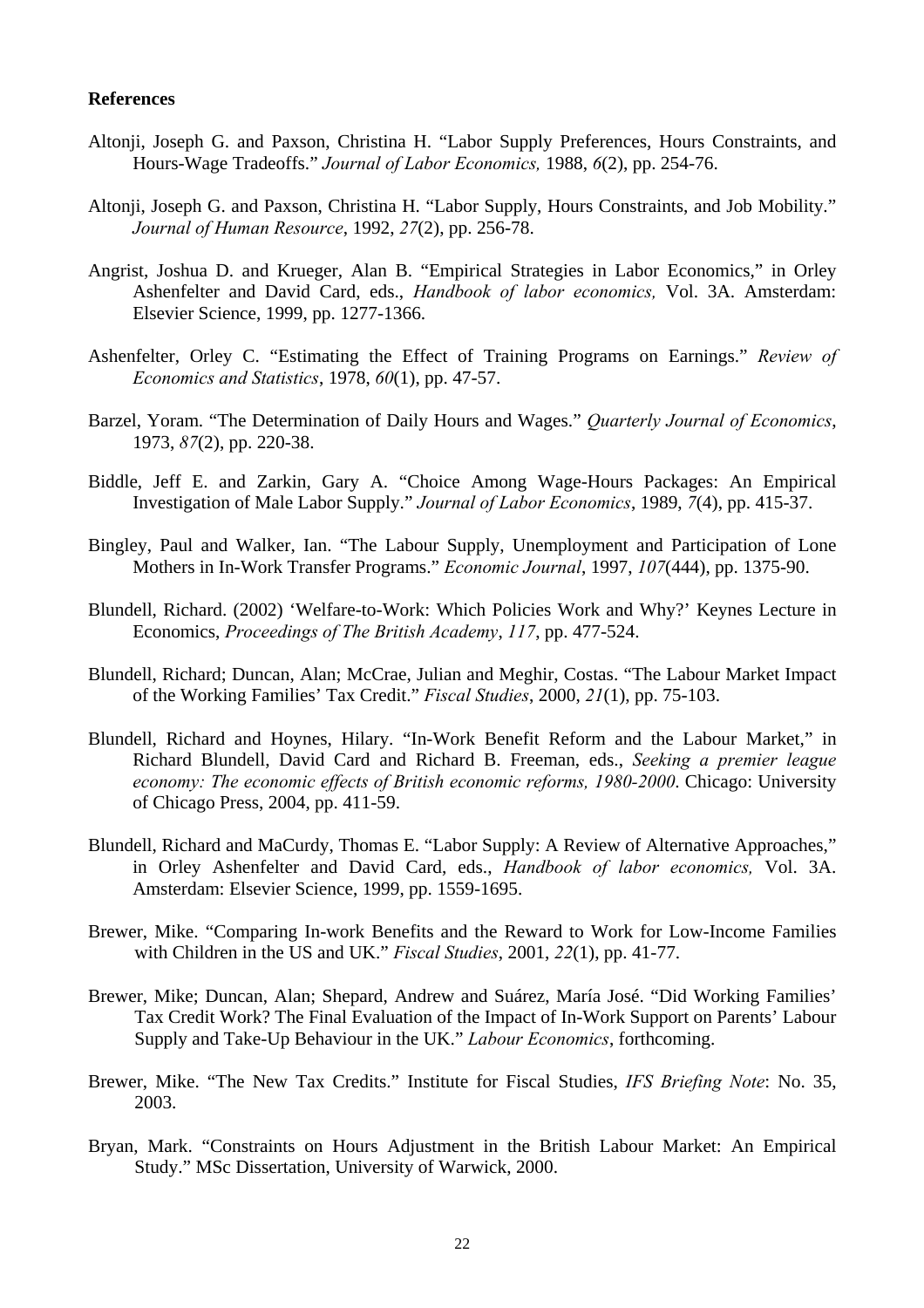**References**

Altonji, Joseph G. and Paxson, Christina H. "Labor Supply Preferences, Hours Constraints, and Hours-Wage Tradeoffs." *Journal of Labor Economics,* 1988, *6*(2), pp. 254-76.

Altonji, Joseph G. and Paxson, Christina H. "Labor Supply, Hours Constraints, and Job Mobility." *Journal of Human Resource*, 1992, *27*(2), pp. 256-78.

Angrist, Joshua D. and Krueger, Alan B. "Empirical Strategies in Labor Economics," in Orley Ashenfelter and David Card, eds., *Handbook of labor economics,* Vol. 3A. Amsterdam: Elsevier Science, 1999, pp. 1277-1366.

Ashenfelter, Orley C. "Estimating the Effect of Training Programs on Earnings." *Review of Economics and Statistics*, 1978, *60*(1), pp. 47-57.

Barzel, Yoram. "The Determination of Daily Hours and Wages." *Quarterly Journal of Economics*, 1973, *87*(2), pp. 220-38.

Biddle, Jeff E. and Zarkin, Gary A. "Choice Among Wage-Hours Packages: An Empirical Investigation of Male Labor Supply." *Journal of Labor Economics*, 1989, *7*(4), pp. 415-37.

Bingley, Paul and Walker, Ian. "The Labour Supply, Unemployment and Participation of Lone Mothers in In-Work Transfer Programs." *Economic Journal*, 1997, *107*(444), pp. 1375-90.

Blundell, Richard. (2002) 'Welfare-to-Work: Which Policies Work and Why?' Keynes Lecture in Economics, *Proceedings of The British Academy*, *117*, pp. 477-524.

Blundell, Richard; Duncan, Alan; McCrae, Julian and Meghir, Costas. "The Labour Market Impact of the Working Families' Tax Credit." *Fiscal Studies*, 2000, *21*(1), pp. 75-103.

Blundell, Richard and Hoynes, Hilary. "In-Work Benefit Reform and the Labour Market," in Richard Blundell, David Card and Richard B. Freeman, eds., *Seeking a premier league economy: The economic effects of British economic reforms, 1980-2000*. Chicago: University of Chicago Press, 2004, pp. 411-59.

Blundell, Richard and MaCurdy, Thomas E. "Labor Supply: A Review of Alternative Approaches," in Orley Ashenfelter and David Card, eds., *Handbook of labor economics,* Vol. 3A. Amsterdam: Elsevier Science, 1999, pp. 1559-1695.

Brewer, Mike. "Comparing In-work Benefits and the Reward to Work for Low-Income Families with Children in the US and UK." *Fiscal Studies*, 2001, *22*(1), pp. 41-77.

Brewer, Mike; Duncan, Alan; Shepard, Andrew and Suárez, María José. "Did Working Families' Tax Credit Work? The Final Evaluation of the Impact of In-Work Support on Parents' Labour Supply and Take-Up Behaviour in the UK." *Labour Economics*, forthcoming.

Brewer, Mike. "The New Tax Credits." Institute for Fiscal Studies, *IFS Briefing Note*: No. 35, 2003.

Bryan, Mark. "Constraints on Hours Adjustment in the British Labour Market: An Empirical Study." MSc Dissertation, University of Warwick, 2000.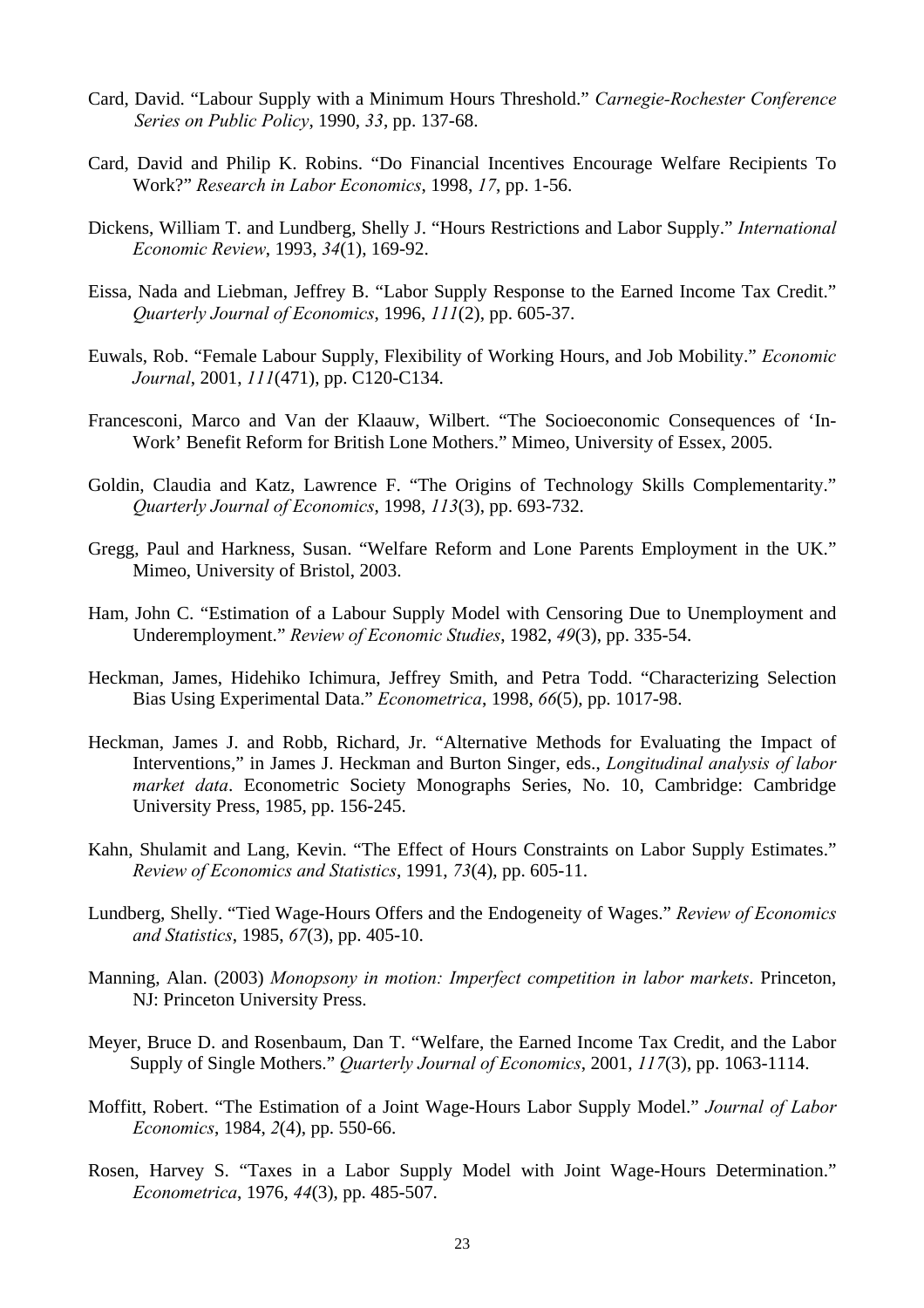Card, David. "Labour Supply with a Minimum Hours Threshold." *Carnegie-Rochester Conference Series on Public Policy*, 1990, *33*, pp. 137-68.

Card, David and Philip K. Robins. "Do Financial Incentives Encourage Welfare Recipients To Work?" *Research in Labor Economics*, 1998, *17*, pp. 1-56.

Dickens, William T. and Lundberg, Shelly J. "Hours Restrictions and Labor Supply." *International Economic Review*, 1993, *34*(1), 169-92.

Eissa, Nada and Liebman, Jeffrey B. "Labor Supply Response to the Earned Income Tax Credit." *Quarterly Journal of Economics*, 1996, *111*(2), pp. 605-37.

Euwals, Rob. "Female Labour Supply, Flexibility of Working Hours, and Job Mobility." *Economic Journal*, 2001, *111*(471), pp. C120-C134.

Francesconi, Marco and Van der Klaauw, Wilbert. "The Socioeconomic Consequences of 'In-Work' Benefit Reform for British Lone Mothers." Mimeo, University of Essex, 2005.

Goldin, Claudia and Katz, Lawrence F. "The Origins of Technology Skills Complementarity." *Quarterly Journal of Economics*, 1998, *113*(3), pp. 693-732.

Gregg, Paul and Harkness, Susan. "Welfare Reform and Lone Parents Employment in the UK." Mimeo, University of Bristol, 2003.

Ham, John C. "Estimation of a Labour Supply Model with Censoring Due to Unemployment and Underemployment." *Review of Economic Studies*, 1982, *49*(3), pp. 335-54.

Heckman, James, Hidehiko Ichimura, Jeffrey Smith, and Petra Todd. "Characterizing Selection Bias Using Experimental Data." *Econometrica*, 1998, *66*(5), pp. 1017-98.

Heckman, James J. and Robb, Richard, Jr. "Alternative Methods for Evaluating the Impact of Interventions," in James J. Heckman and Burton Singer, eds., *Longitudinal analysis of labor market data*. Econometric Society Monographs Series, No. 10, Cambridge: Cambridge University Press, 1985, pp. 156-245.

Kahn, Shulamit and Lang, Kevin. "The Effect of Hours Constraints on Labor Supply Estimates." *Review of Economics and Statistics*, 1991, *73*(4), pp. 605-11.

Lundberg, Shelly. "Tied Wage-Hours Offers and the Endogeneity of Wages." *Review of Economics and Statistics*, 1985, *67*(3), pp. 405-10.

Manning, Alan. (2003) *Monopsony in motion: Imperfect competition in labor markets*. Princeton, NJ: Princeton University Press.

Meyer, Bruce D. and Rosenbaum, Dan T. "Welfare, the Earned Income Tax Credit, and the Labor Supply of Single Mothers." *Quarterly Journal of Economics*, 2001, *117*(3), pp. 1063-1114.

Moffitt, Robert. "The Estimation of a Joint Wage-Hours Labor Supply Model." *Journal of Labor Economics*, 1984, *2*(4), pp. 550-66.

Rosen, Harvey S. "Taxes in a Labor Supply Model with Joint Wage-Hours Determination." *Econometrica*, 1976, *44*(3), pp. 485-507.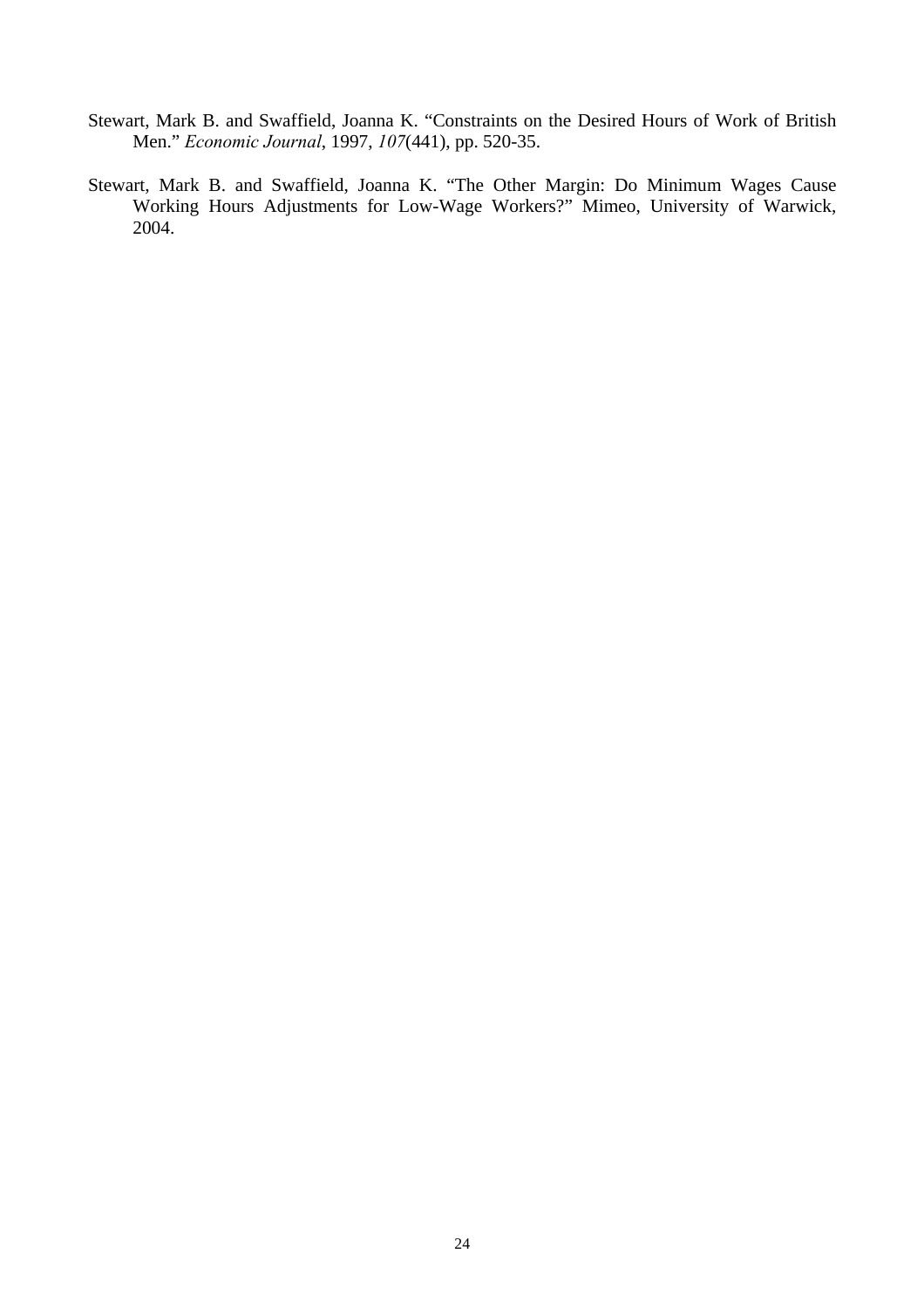Stewart, Mark B. and Swaffield, Joanna K. "Constraints on the Desired Hours of Work of British Men." *Economic Journal*, 1997, *107*(441), pp. 520-35.

Stewart, Mark B. and Swaffield, Joanna K. "The Other Margin: Do Minimum Wages Cause Working Hours Adjustments for Low-Wage Workers?" Mimeo, University of Warwick, 2004.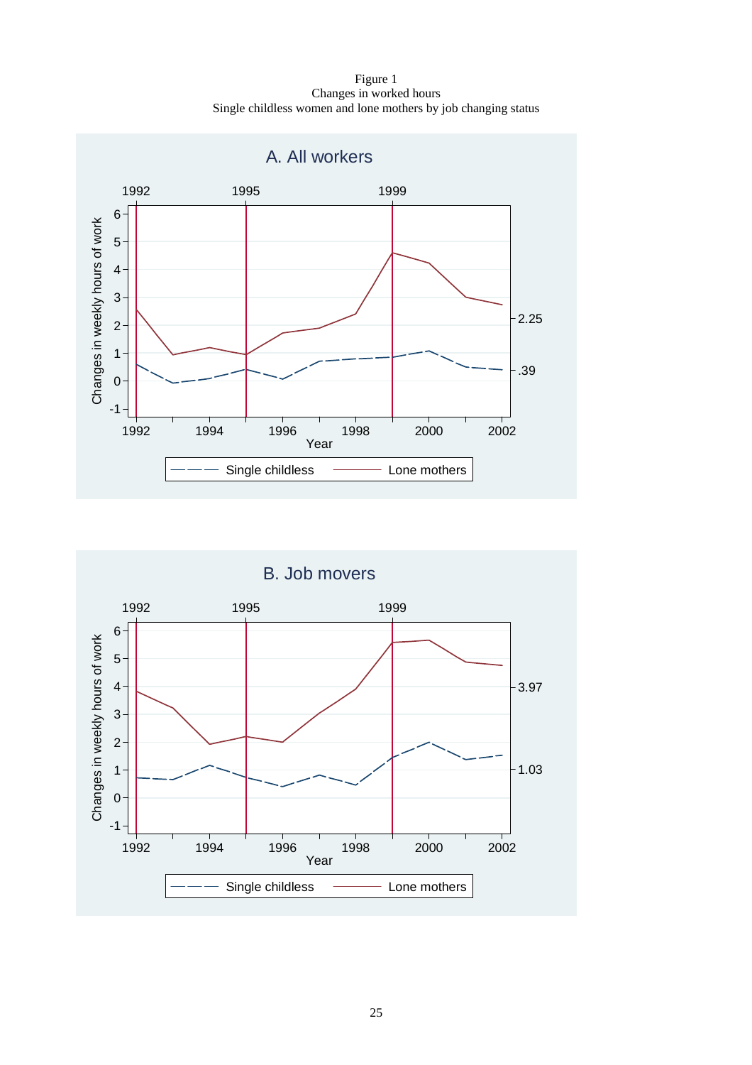Figure 1
Changes in worked hours
Single childless women and lone mothers by job changing status

A. All workers

B. Job movers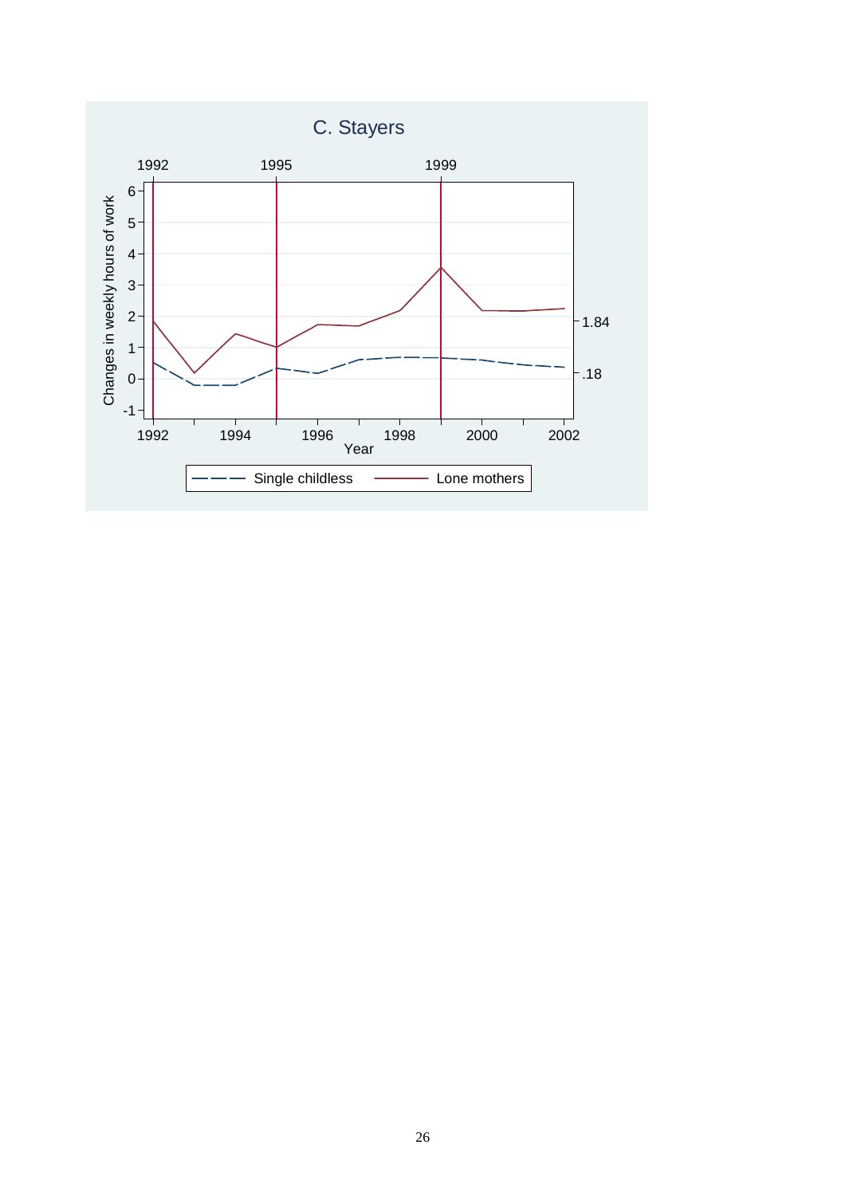C. Stayers

Changes in weekly hours of work

Year

Single childless — Lone mothers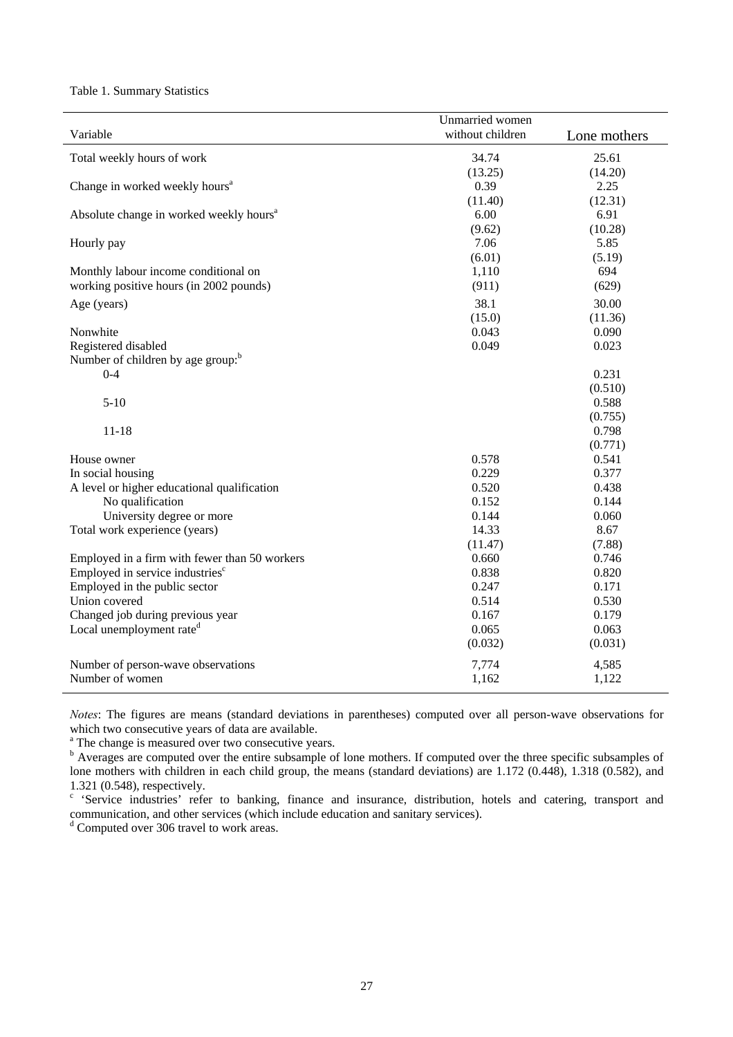Table 1. Summary Statistics

| Variable | Unmarried women without children | Lone mothers |
|---|---|---|
| Total weekly hours of work | 34.74 | 25.61 |
| | (13.25) | (14.20) |
| Change in worked weekly hours[a] | 0.39 | 2.25 |
| | (11.40) | (12.31) |
| Absolute change in worked weekly hours[a] | 6.00 | 6.91 |
| | (9.62) | (10.28) |
| Hourly pay | 7.06 | 5.85 |
| | (6.01) | (5.19) |
| Monthly labour income conditional on working positive hours (in 2002 pounds) | 1,110 | 694 |
| | (911) | (629) |
| Age (years) | 38.1 | 30.00 |
| | (15.0) | (11.36) |
| Nonwhite | 0.043 | 0.090 |
| Registered disabled | 0.049 | 0.023 |
| Number of children by age group:[b] | | |
| 0-4 | | 0.231 |
| | | (0.510) |
| 5-10 | | 0.588 |
| | | (0.755) |
| 11-18 | | 0.798 |
| | | (0.771) |
| House owner | 0.578 | 0.541 |
| In social housing | 0.229 | 0.377 |
| A level or higher educational qualification | 0.520 | 0.438 |
| No qualification | 0.152 | 0.144 |
| University degree or more | 0.144 | 0.060 |
| Total work experience (years) | 14.33 | 8.67 |
| | (11.47) | (7.88) |
| Employed in a firm with fewer than 50 workers | 0.660 | 0.746 |
| Employed in service industries[c] | 0.838 | 0.820 |
| Employed in the public sector | 0.247 | 0.171 |
| Union covered | 0.514 | 0.530 |
| Changed job during previous year | 0.167 | 0.179 |
| Local unemployment rate[d] | 0.065 | 0.063 |
| | (0.032) | (0.031) |
| Number of person-wave observations | 7,774 | 4,585 |
| Number of women | 1,162 | 1,122 |

*Notes*: The figures are means (standard deviations in parentheses) computed over all person-wave observations for which two consecutive years of data are available.

[a] The change is measured over two consecutive years.

[b] Averages are computed over the entire subsample of lone mothers. If computed over the three specific subsamples of lone mothers with children in each child group, the means (standard deviations) are 1.172 (0.448), 1.318 (0.582), and 1.321 (0.548), respectively.

[c] 'Service industries' refer to banking, finance and insurance, distribution, hotels and catering, transport and communication, and other services (which include education and sanitary services).

[d] Computed over 306 travel to work areas.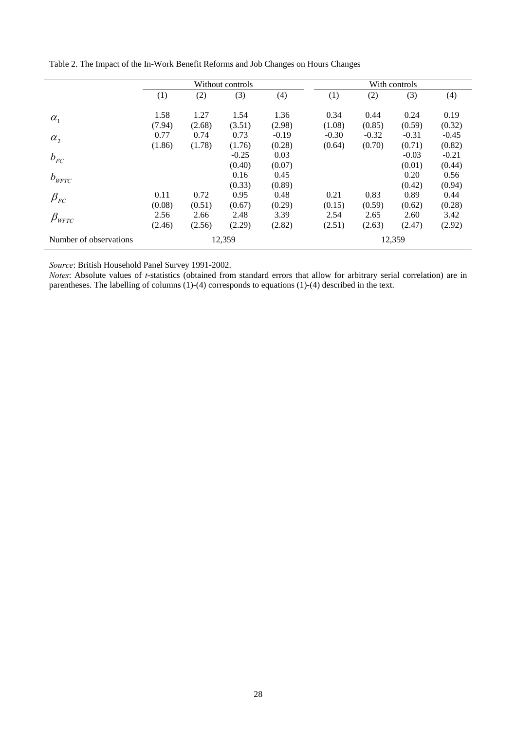Table 2. The Impact of the In-Work Benefit Reforms and Job Changes on Hours Changes

| | Without controls | | | | With controls | | | |
|---|---|---|---|---|---|---|---|---|
| | (1) | (2) | (3) | (4) | (1) | (2) | (3) | (4) |
| $\alpha_1$ | 1.58 | 1.27 | 1.54 | 1.36 | 0.34 | 0.44 | 0.24 | 0.19 |
| | (7.94) | (2.68) | (3.51) | (2.98) | (1.08) | (0.85) | (0.59) | (0.32) |
| $\alpha_2$ | 0.77 | 0.74 | 0.73 | -0.19 | -0.30 | -0.32 | -0.31 | -0.45 |
| | (1.86) | (1.78) | (1.76) | (0.28) | (0.64) | (0.70) | (0.71) | (0.82) |
| $b_{FC}$ | | | -0.25 | 0.03 | | | -0.03 | -0.21 |
| | | | (0.40) | (0.07) | | | (0.01) | (0.44) |
| $b_{WFTC}$ | | | 0.16 | 0.45 | | | 0.20 | 0.56 |
| | | | (0.33) | (0.89) | | | (0.42) | (0.94) |
| $\beta_{FC}$ | 0.11 | 0.72 | 0.95 | 0.48 | 0.21 | 0.83 | 0.89 | 0.44 |
| | (0.08) | (0.51) | (0.67) | (0.29) | (0.15) | (0.59) | (0.62) | (0.28) |
| $\beta_{WFTC}$ | 2.56 | 2.66 | 2.48 | 3.39 | 2.54 | 2.65 | 2.60 | 3.42 |
| | (2.46) | (2.56) | (2.29) | (2.82) | (2.51) | (2.63) | (2.47) | (2.92) |
| Number of observations | 12,359 | | | | 12,359 | | | |

*Source*: British Household Panel Survey 1991-2002.

*Notes*: Absolute values of *t*-statistics (obtained from standard errors that allow for arbitrary serial correlation) are in parentheses. The labelling of columns (1)-(4) corresponds to equations (1)-(4) described in the text.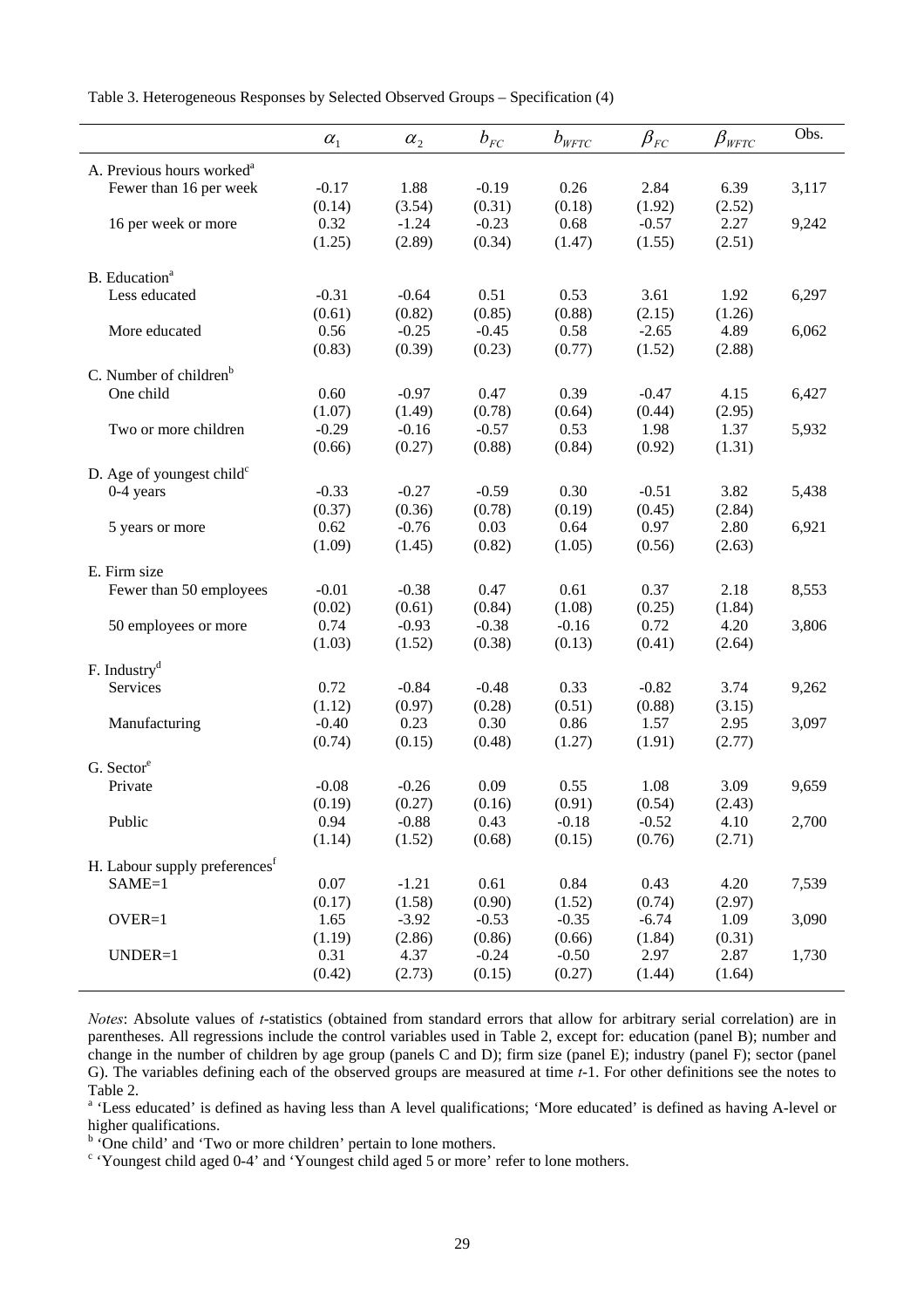Table 3. Heterogeneous Responses by Selected Observed Groups – Specification (4)

| | $\alpha_1$ | $\alpha_2$ | $b_{FC}$ | $b_{WFTC}$ | $\beta_{FC}$ | $\beta_{WFTC}$ | Obs. |
|---|---|---|---|---|---|---|---|
| A. Previous hours worked[a] | | | | | | | |
| Fewer than 16 per week | -0.17 | 1.88 | -0.19 | 0.26 | 2.84 | 6.39 | 3,117 |
| | (0.14) | (3.54) | (0.31) | (0.18) | (1.92) | (2.52) | |
| 16 per week or more | 0.32 | -1.24 | -0.23 | 0.68 | -0.57 | 2.27 | 9,242 |
| | (1.25) | (2.89) | (0.34) | (1.47) | (1.55) | (2.51) | |
| B. Education[a] | | | | | | | |
| Less educated | -0.31 | -0.64 | 0.51 | 0.53 | 3.61 | 1.92 | 6,297 |
| | (0.61) | (0.82) | (0.85) | (0.88) | (2.15) | (1.26) | |
| More educated | 0.56 | -0.25 | -0.45 | 0.58 | -2.65 | 4.89 | 6,062 |
| | (0.83) | (0.39) | (0.23) | (0.77) | (1.52) | (2.88) | |
| C. Number of children[b] | | | | | | | |
| One child | 0.60 | -0.97 | 0.47 | 0.39 | -0.47 | 4.15 | 6,427 |
| | (1.07) | (1.49) | (0.78) | (0.64) | (0.44) | (2.95) | |
| Two or more children | -0.29 | -0.16 | -0.57 | 0.53 | 1.98 | 1.37 | 5,932 |
| | (0.66) | (0.27) | (0.88) | (0.84) | (0.92) | (1.31) | |
| D. Age of youngest child[c] | | | | | | | |
| 0-4 years | -0.33 | -0.27 | -0.59 | 0.30 | -0.51 | 3.82 | 5,438 |
| | (0.37) | (0.36) | (0.78) | (0.19) | (0.45) | (2.84) | |
| 5 years or more | 0.62 | -0.76 | 0.03 | 0.64 | 0.97 | 2.80 | 6,921 |
| | (1.09) | (1.45) | (0.82) | (1.05) | (0.56) | (2.63) | |
| E. Firm size | | | | | | | |
| Fewer than 50 employees | -0.01 | -0.38 | 0.47 | 0.61 | 0.37 | 2.18 | 8,553 |
| | (0.02) | (0.61) | (0.84) | (1.08) | (0.25) | (1.84) | |
| 50 employees or more | 0.74 | -0.93 | -0.38 | -0.16 | 0.72 | 4.20 | 3,806 |
| | (1.03) | (1.52) | (0.38) | (0.13) | (0.41) | (2.64) | |
| F. Industry[d] | | | | | | | |
| Services | 0.72 | -0.84 | -0.48 | 0.33 | -0.82 | 3.74 | 9,262 |
| | (1.12) | (0.97) | (0.28) | (0.51) | (0.88) | (3.15) | |
| Manufacturing | -0.40 | 0.23 | 0.30 | 0.86 | 1.57 | 2.95 | 3,097 |
| | (0.74) | (0.15) | (0.48) | (1.27) | (1.91) | (2.77) | |
| G. Sector[e] | | | | | | | |
| Private | -0.08 | -0.26 | 0.09 | 0.55 | 1.08 | 3.09 | 9,659 |
| | (0.19) | (0.27) | (0.16) | (0.91) | (0.54) | (2.43) | |
| Public | 0.94 | -0.88 | 0.43 | -0.18 | -0.52 | 4.10 | 2,700 |
| | (1.14) | (1.52) | (0.68) | (0.15) | (0.76) | (2.71) | |
| H. Labour supply preferences[f] | | | | | | | |
| SAME=1 | 0.07 | -1.21 | 0.61 | 0.84 | 0.43 | 4.20 | 7,539 |
| | (0.17) | (1.58) | (0.90) | (1.52) | (0.74) | (2.97) | |
| OVER=1 | 1.65 | -3.92 | -0.53 | -0.35 | -6.74 | 1.09 | 3,090 |
| | (1.19) | (2.86) | (0.86) | (0.66) | (1.84) | (0.31) | |
| UNDER=1 | 0.31 | 4.37 | -0.24 | -0.50 | 2.97 | 2.87 | 1,730 |
| | (0.42) | (2.73) | (0.15) | (0.27) | (1.44) | (1.64) | |

*Notes*: Absolute values of *t*-statistics (obtained from standard errors that allow for arbitrary serial correlation) are in parentheses. All regressions include the control variables used in Table 2, except for: education (panel B); number and change in the number of children by age group (panels C and D); firm size (panel E); industry (panel F); sector (panel G). The variables defining each of the observed groups are measured at time *t*-1. For other definitions see the notes to Table 2.

[a] 'Less educated' is defined as having less than A level qualifications; 'More educated' is defined as having A-level or higher qualifications.

[b] 'One child' and 'Two or more children' pertain to lone mothers.

[c] 'Youngest child aged 0-4' and 'Youngest child aged 5 or more' refer to lone mothers.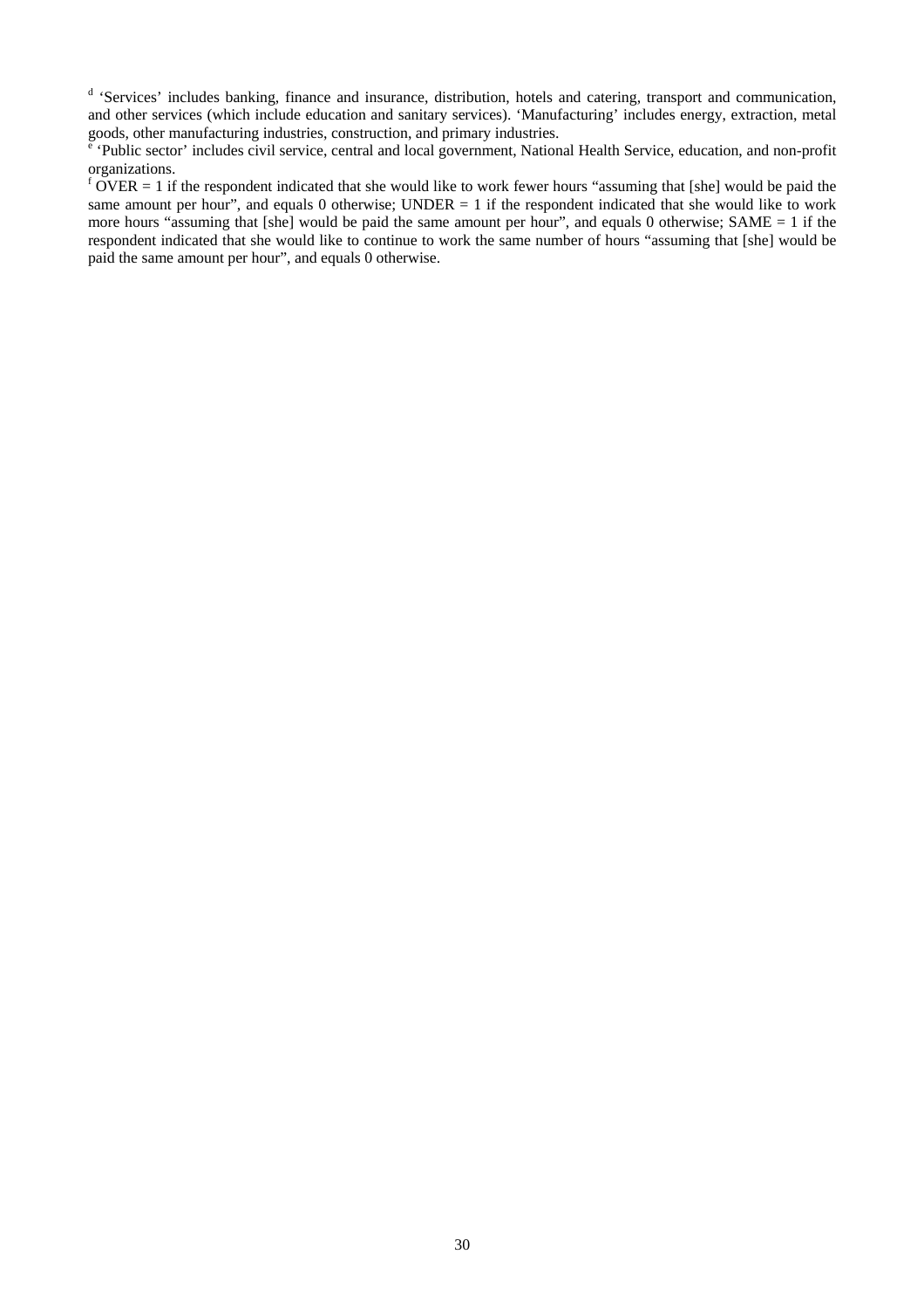[d] 'Services' includes banking, finance and insurance, distribution, hotels and catering, transport and communication, and other services (which include education and sanitary services). 'Manufacturing' includes energy, extraction, metal goods, other manufacturing industries, construction, and primary industries.

[e] 'Public sector' includes civil service, central and local government, National Health Service, education, and non-profit organizations.

[f] OVER = 1 if the respondent indicated that she would like to work fewer hours "assuming that [she] would be paid the same amount per hour", and equals 0 otherwise; UNDER = 1 if the respondent indicated that she would like to work more hours "assuming that [she] would be paid the same amount per hour", and equals 0 otherwise; SAME = 1 if the respondent indicated that she would like to continue to work the same number of hours "assuming that [she] would be paid the same amount per hour", and equals 0 otherwise.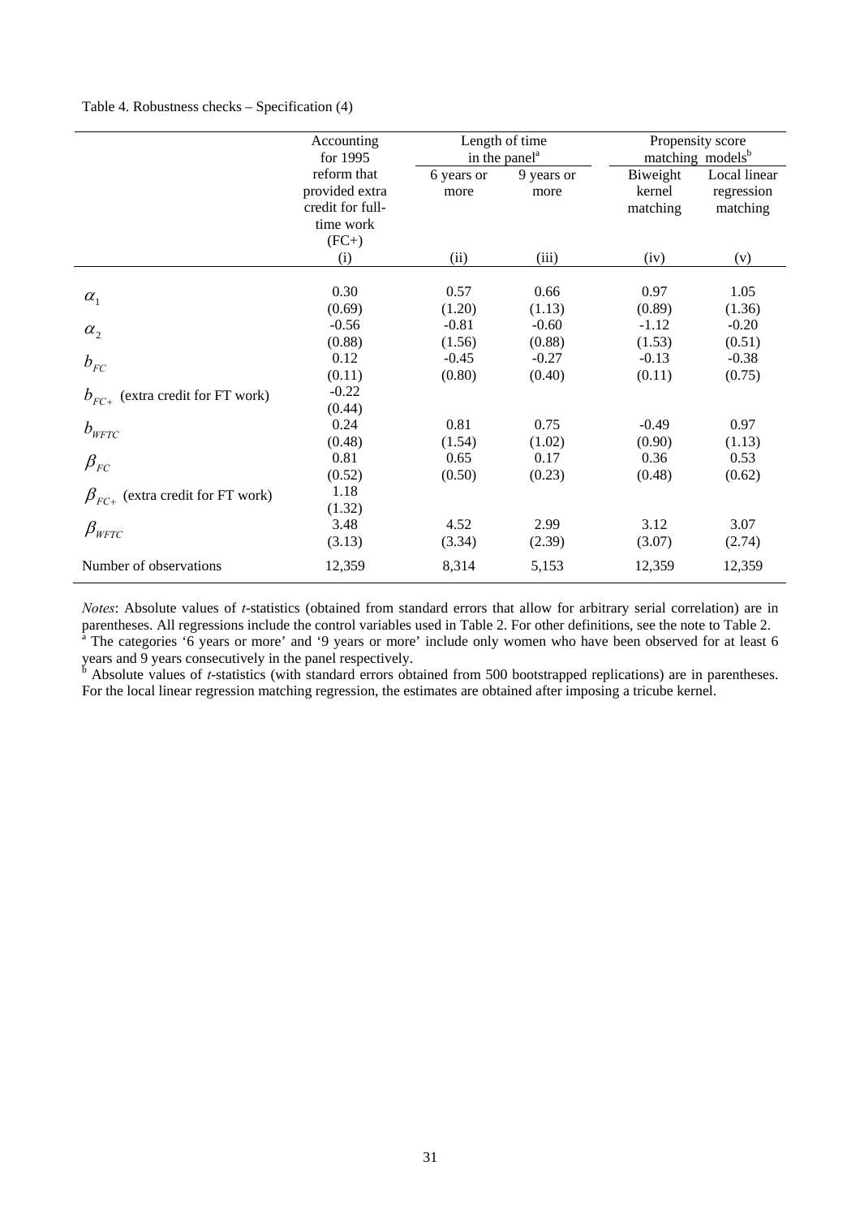Table 4. Robustness checks – Specification (4)

| | Accounting for 1995 reform that provided extra credit for full-time work (FC+) | Length of time in the panel[a] | | Propensity score matching models[b] | |
|---|---|---|---|---|---|
| | | 6 years or more | 9 years or more | Biweight kernel matching | Local linear regression matching |
| | (i) | (ii) | (iii) | (iv) | (v) |
| $\alpha_1$ | 0.30 | 0.57 | 0.66 | 0.97 | 1.05 |
| | (0.69) | (1.20) | (1.13) | (0.89) | (1.36) |
| $\alpha_2$ | -0.56 | -0.81 | -0.60 | -1.12 | -0.20 |
| | (0.88) | (1.56) | (0.88) | (1.53) | (0.51) |
| $b_{FC}$ | 0.12 | -0.45 | -0.27 | -0.13 | -0.38 |
| | (0.11) | (0.80) | (0.40) | (0.11) | (0.75) |
| $b_{FC+}$ (extra credit for FT work) | -0.22 | | | | |
| | (0.44) | | | | |
| $b_{WFTC}$ | 0.24 | 0.81 | 0.75 | -0.49 | 0.97 |
| | (0.48) | (1.54) | (1.02) | (0.90) | (1.13) |
| $\beta_{FC}$ | 0.81 | 0.65 | 0.17 | 0.36 | 0.53 |
| | (0.52) | (0.50) | (0.23) | (0.48) | (0.62) |
| $\beta_{FC+}$ (extra credit for FT work) | 1.18 | | | | |
| | (1.32) | | | | |
| $\beta_{WFTC}$ | 3.48 | 4.52 | 2.99 | 3.12 | 3.07 |
| | (3.13) | (3.34) | (2.39) | (3.07) | (2.74) |
| Number of observations | 12,359 | 8,314 | 5,153 | 12,359 | 12,359 |

*Notes*: Absolute values of *t*-statistics (obtained from standard errors that allow for arbitrary serial correlation) are in parentheses. All regressions include the control variables used in Table 2. For other definitions, see the note to Table 2.
[a] The categories '6 years or more' and '9 years or more' include only women who have been observed for at least 6 years and 9 years consecutively in the panel respectively.
[b] Absolute values of *t*-statistics (with standard errors obtained from 500 bootstrapped replications) are in parentheses. For the local linear regression matching regression, the estimates are obtained after imposing a tricube kernel.